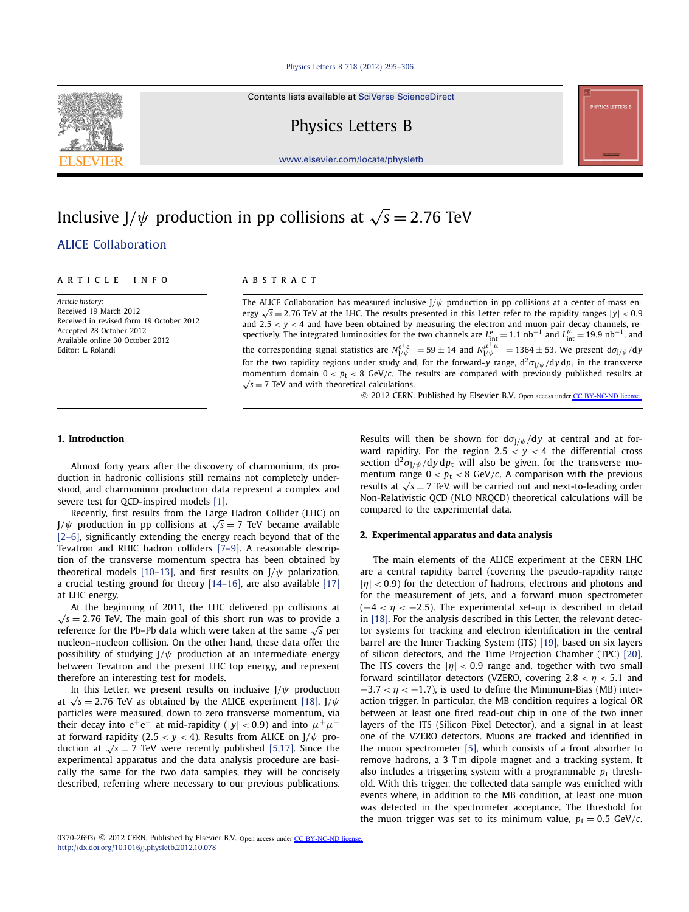# Inclusive $J/\psi$ production in pp collisions at $\sqrt{s} = 2.76$ TeV

ALICE Collaboration

## ARTICLE INFO

*Article history:*
Received 19 March 2012
Received in revised form 19 October 2012
Accepted 28 October 2012
Available online 30 October 2012
Editor: L. Rolandi

## ABSTRACT

The ALICE Collaboration has measured inclusive $J/\psi$ production in pp collisions at a center-of-mass energy $\sqrt{s} = 2.76$ TeV at the LHC. The results presented in this Letter refer to the rapidity ranges $|y| < 0.9$ and $2.5 < y < 4$ and have been obtained by measuring the electron and muon pair decay channels, respectively. The integrated luminosities for the two channels are $L^{e}_{\rm int} = 1.1$ nb$^{-1}$ and $L^{\mu}_{\rm int} = 19.9$ nb$^{-1}$, and the corresponding signal statistics are $N_{J/\psi}^{e^+e^-} = 59 \pm 14$ and $N_{J/\psi}^{\mu^+\mu^-} = 1364 \pm 53$. We present $d\sigma_{J/\psi}/dy$ for the two rapidity regions under study and, for the forward-$y$ range, $d^2\sigma_{J/\psi}/dy\,dp_t$ in the transverse momentum domain $0 < p_t < 8$ GeV/$c$. The results are compared with previously published results at $\sqrt{s} = 7$ TeV and with theoretical calculations.

© 2012 CERN. Published by Elsevier B.V. Open access under CC BY-NC-ND license.

## 1. Introduction

Almost forty years after the discovery of charmonium, its production in hadronic collisions still remains not completely understood, and charmonium production data represent a complex and severe test for QCD-inspired models [1].

Recently, first results from the Large Hadron Collider (LHC) on $J/\psi$ production in pp collisions at $\sqrt{s} = 7$ TeV became available [2–6], significantly extending the energy reach beyond that of the Tevatron and RHIC hadron colliders [7–9]. A reasonable description of the transverse momentum spectra has been obtained by theoretical models [10–13], and first results on $J/\psi$ polarization, a crucial testing ground for theory [14–16], are also available [17] at LHC energy.

At the beginning of 2011, the LHC delivered pp collisions at $\sqrt{s} = 2.76$ TeV. The main goal of this short run was to provide a reference for the Pb–Pb data which were taken at the same $\sqrt{s}$ per nucleon–nucleon collision. On the other hand, these data offer the possibility of studying $J/\psi$ production at an intermediate energy between Tevatron and the present LHC top energy, and represent therefore an interesting test for models.

In this Letter, we present results on inclusive $J/\psi$ production at $\sqrt{s} = 2.76$ TeV as obtained by the ALICE experiment [18]. $J/\psi$ particles were measured, down to zero transverse momentum, via their decay into $e^+e^-$ at mid-rapidity ($|y| < 0.9$) and into $\mu^+\mu^-$ at forward rapidity ($2.5 < y < 4$). Results from ALICE on $J/\psi$ production at $\sqrt{s} = 7$ TeV were recently published [5,17]. Since the experimental apparatus and the data analysis procedure are basically the same for the two data samples, they will be concisely described, referring where necessary to our previous publications.

Results will then be shown for $d\sigma_{J/\psi}/dy$ at central and at forward rapidity. For the region $2.5 < y < 4$ the differential cross section $d^2\sigma_{J/\psi}/dy\,dp_t$ will also be given, for the transverse momentum range $0 < p_t < 8$ GeV/$c$. A comparison with the previous results at $\sqrt{s} = 7$ TeV will be carried out and next-to-leading order Non-Relativistic QCD (NLO NRQCD) theoretical calculations will be compared to the experimental data.

## 2. Experimental apparatus and data analysis

The main elements of the ALICE experiment at the CERN LHC are a central rapidity barrel (covering the pseudo-rapidity range $|\eta| < 0.9$) for the detection of hadrons, electrons and photons and for the measurement of jets, and a forward muon spectrometer ($-4 < \eta < -2.5$). The experimental set-up is described in detail in [18]. For the analysis described in this Letter, the relevant detector systems for tracking and electron identification in the central barrel are the Inner Tracking System (ITS) [19], based on six layers of silicon detectors, and the Time Projection Chamber (TPC) [20]. The ITS covers the $|\eta| < 0.9$ range and, together with two small forward scintillator detectors (VZERO, covering $2.8 < \eta < 5.1$ and $-3.7 < \eta < -1.7$), is used to define the Minimum-Bias (MB) interaction trigger. In particular, the MB condition requires a logical OR between at least one fired read-out chip in one of the two inner layers of the ITS (Silicon Pixel Detector), and a signal in at least one of the VZERO detectors. Muons are tracked and identified in the muon spectrometer [5], which consists of a front absorber to remove hadrons, a 3 Tm dipole magnet and a tracking system. It also includes a triggering system with a programmable $p_t$ threshold. With this trigger, the collected data sample was enriched with events where, in addition to the MB condition, at least one muon was detected in the spectrometer acceptance. The threshold for the muon trigger was set to its minimum value, $p_t = 0.5$ GeV/$c$.

0370-2693/ © 2012 CERN. Published by Elsevier B.V. Open access under CC BY-NC-ND license.
http://dx.doi.org/10.1016/j.physletb.2012.10.078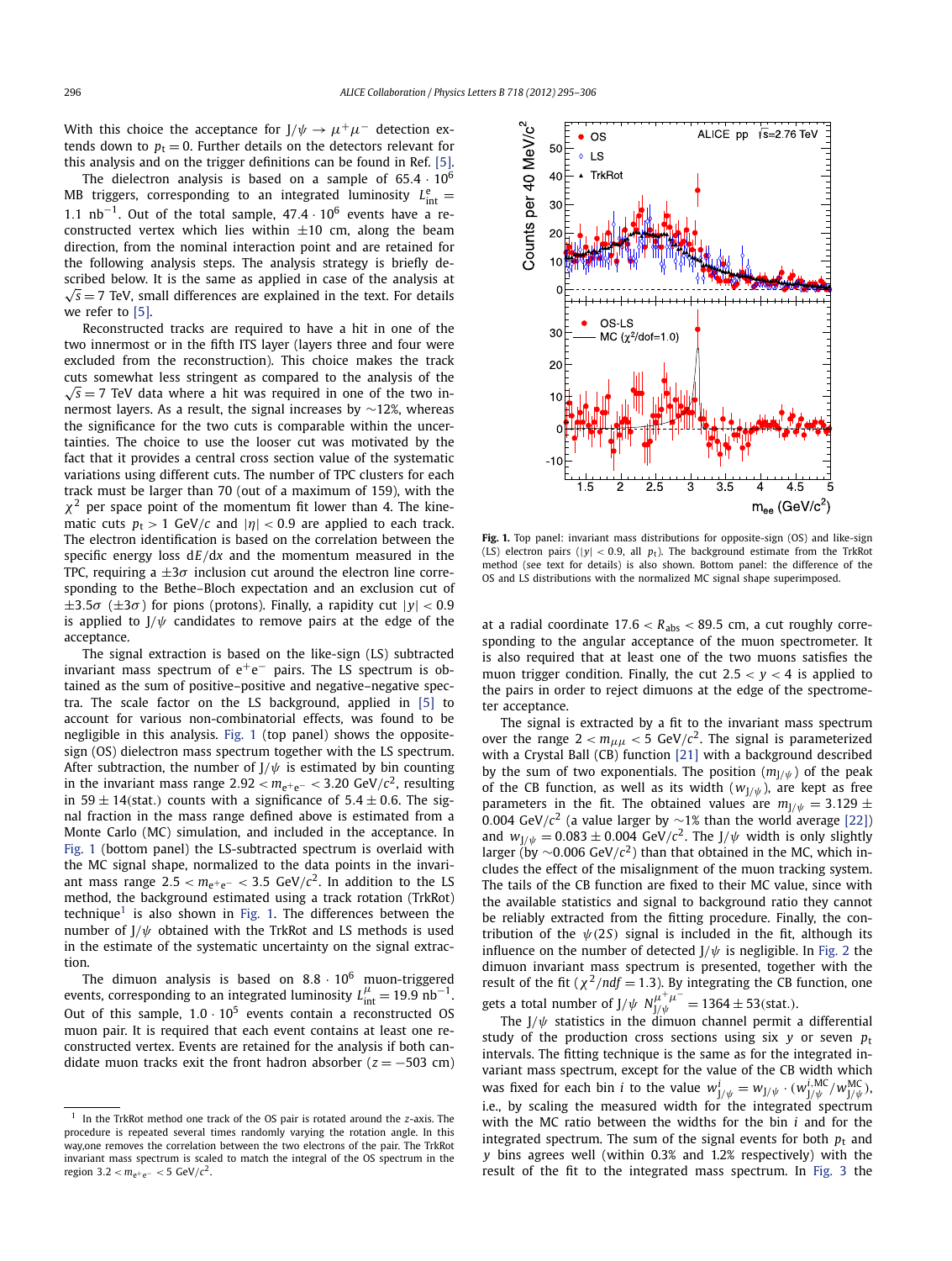With this choice the acceptance for $J/\psi \to \mu^+\mu^-$ detection extends down to $p_t = 0$. Further details on the detectors relevant for this analysis and on the trigger definitions can be found in Ref. [5].

The dielectron analysis is based on a sample of $65.4 \cdot 10^6$ MB triggers, corresponding to an integrated luminosity $L^{e}_{int} = 1.1\ nb^{-1}$. Out of the total sample, $47.4 \cdot 10^6$ events have a reconstructed vertex which lies within $\pm 10$ cm, along the beam direction, from the nominal interaction point and are retained for the following analysis steps. The analysis strategy is briefly described below. It is the same as applied in case of the analysis at $\sqrt{s} = 7$ TeV, small differences are explained in the text. For details we refer to [5].

Reconstructed tracks are required to have a hit in one of the two innermost or in the fifth ITS layer (layers three and four were excluded from the reconstruction). This choice makes the track cuts somewhat less stringent as compared to the analysis of the $\sqrt{s} = 7$ TeV data where a hit was required in one of the two innermost layers. As a result, the signal increases by $\sim$12%, whereas the significance for the two cuts is comparable within the uncertainties. The choice to use the looser cut was motivated by the fact that it provides a central cross section value of the systematic variations using different cuts. The number of TPC clusters for each track must be larger than 70 (out of a maximum of 159), with the $\chi^2$ per space point of the momentum fit lower than 4. The kinematic cuts $p_t > 1$ GeV/$c$ and $|\eta| < 0.9$ are applied to each track. The electron identification is based on the correlation between the specific energy loss $dE/dx$ and the momentum measured in the TPC, requiring a $\pm 3\sigma$ inclusion cut around the electron line corresponding to the Bethe–Bloch expectation and an exclusion cut of $\pm 3.5\sigma$ ($\pm 3\sigma$) for pions (protons). Finally, a rapidity cut $|y| < 0.9$ is applied to $J/\psi$ candidates to remove pairs at the edge of the acceptance.

The signal extraction is based on the like-sign (LS) subtracted invariant mass spectrum of $e^+e^-$ pairs. The LS spectrum is obtained as the sum of positive–positive and negative–negative spectra. The scale factor on the LS background, applied in [5] to account for various non-combinatorial effects, was found to be negligible in this analysis. Fig. 1 (top panel) shows the opposite-sign (OS) dielectron mass spectrum together with the LS spectrum. After subtraction, the number of $J/\psi$ is estimated by bin counting in the invariant mass range $2.92 < m_{e^+e^-} < 3.20$ GeV/$c^2$, resulting in $59 \pm 14$(stat.) counts with a significance of $5.4 \pm 0.6$. The signal fraction in the mass range defined above is estimated from a Monte Carlo (MC) simulation, and included in the acceptance. In Fig. 1 (bottom panel) the LS-subtracted spectrum is overlaid with the MC signal shape, normalized to the data points in the invariant mass range $2.5 < m_{e^+e^-} < 3.5$ GeV/$c^2$. In addition to the LS method, the background estimated using a track rotation (TrkRot) technique[1] is also shown in Fig. 1. The differences between the number of $J/\psi$ obtained with the TrkRot and LS methods is used in the estimate of the systematic uncertainty on the signal extraction.

The dimuon analysis is based on $8.8 \cdot 10^6$ muon-triggered events, corresponding to an integrated luminosity $L^{\mu}_{int} = 19.9\ nb^{-1}$. Out of this sample, $1.0 \cdot 10^5$ events contain a reconstructed OS muon pair. It is required that each event contains at least one reconstructed vertex. Events are retained for the analysis if both candidate muon tracks exit the front hadron absorber ($z = -503$ cm) at a radial coordinate $17.6 < R_{abs} < 89.5$ cm, a cut roughly corresponding to the angular acceptance of the muon spectrometer. It is also required that at least one of the two muons satisfies the muon trigger condition. Finally, the cut $2.5 < y < 4$ is applied to the pairs in order to reject dimuons at the edge of the spectrometer acceptance.

[1] In the TrkRot method one track of the OS pair is rotated around the $z$-axis. The procedure is repeated several times randomly varying the rotation angle. In this way,one removes the correlation between the two electrons of the pair. The TrkRot invariant mass spectrum is scaled to match the integral of the OS spectrum in the region $3.2 < m_{e^+e^-} < 5$ GeV/$c^2$.

**Fig. 1.** Top panel: invariant mass distributions for opposite-sign (OS) and like-sign (LS) electron pairs ($|y| < 0.9$, all $p_t$). The background estimate from the TrkRot method (see text for details) is also shown. Bottom panel: the difference of the OS and LS distributions with the normalized MC signal shape superimposed.

The signal is extracted by a fit to the invariant mass spectrum over the range $2 < m_{\mu\mu} < 5$ GeV/$c^2$. The signal is parameterized with a Crystal Ball (CB) function [21] with a background described by the sum of two exponentials. The position ($m_{J/\psi}$) of the peak of the CB function, as well as its width ($w_{J/\psi}$), are kept as free parameters in the fit. The obtained values are $m_{J/\psi} = 3.129 \pm 0.004$ GeV/$c^2$ (a value larger by $\sim$1% than the world average [22]) and $w_{J/\psi} = 0.083 \pm 0.004$ GeV/$c^2$. The $J/\psi$ width is only slightly larger (by $\sim$0.006 GeV/$c^2$) than that obtained in the MC, which includes the effect of the misalignment of the muon tracking system. The tails of the CB function are fixed to their MC value, since with the available statistics and signal to background ratio they cannot be reliably extracted from the fitting procedure. Finally, the contribution of the $\psi(2S)$ signal is included in the fit, although its influence on the number of detected $J/\psi$ is negligible. In Fig. 2 the dimuon invariant mass spectrum is presented, together with the result of the fit ($\chi^2/ndf = 1.3$). By integrating the CB function, one gets a total number of $J/\psi$ $N^{\mu^+\mu^-}_{J/\psi} = 1364 \pm 53$(stat.).

The $J/\psi$ statistics in the dimuon channel permit a differential study of the production cross sections using six $y$ or seven $p_t$ intervals. The fitting technique is the same as for the integrated invariant mass spectrum, except for the value of the CB width which was fixed for each bin $i$ to the value $w^{i}_{J/\psi} = w_{J/\psi} \cdot (w^{i,MC}_{J/\psi}/w^{MC}_{J/\psi})$, i.e., by scaling the measured width for the integrated spectrum with the MC ratio between the widths for the bin $i$ and for the integrated spectrum. The sum of the signal events for both $p_t$ and $y$ bins agrees well (within 0.3% and 1.2% respectively) with the result of the fit to the integrated mass spectrum. In Fig. 3 the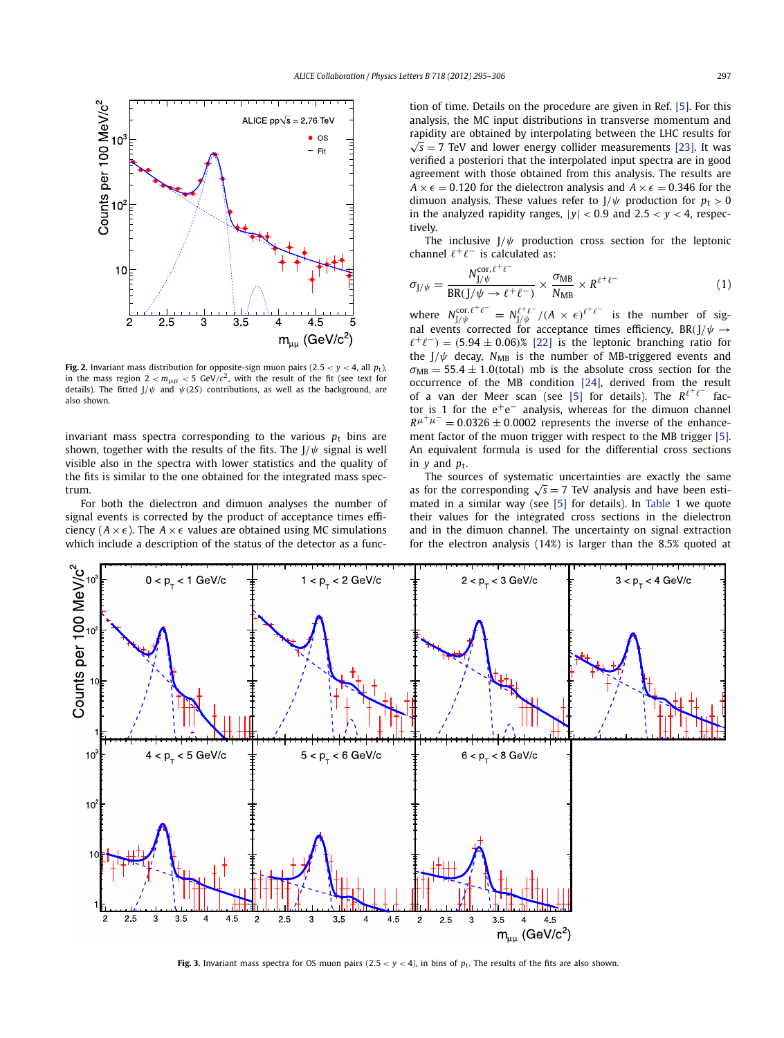Fig. 2. Invariant mass distribution for opposite-sign muon pairs ($2.5 < y < 4$, all $p_t$), in the mass region $2 < m_{\mu\mu} < 5$ GeV/$c^2$, with the result of the fit (see text for details). The fitted J/$\psi$ and $\psi(2S)$ contributions, as well as the background, are also shown.

invariant mass spectra corresponding to the various $p_t$ bins are shown, together with the results of the fits. The J/$\psi$ signal is well visible also in the spectra with lower statistics and the quality of the fits is similar to the one obtained for the integrated mass spectrum.

For both the dielectron and dimuon analyses the number of signal events is corrected by the product of acceptance times efficiency ($A \times \epsilon$). The $A \times \epsilon$ values are obtained using MC simulations which include a description of the status of the detector as a function of time. Details on the procedure are given in Ref. [5]. For this analysis, the MC input distributions in transverse momentum and rapidity are obtained by interpolating between the LHC results for $\sqrt{s} = 7$ TeV and lower energy collider measurements [23]. It was verified a posteriori that the interpolated input spectra are in good agreement with those obtained from this analysis. The results are $A \times \epsilon = 0.120$ for the dielectron analysis and $A \times \epsilon = 0.346$ for the dimuon analysis. These values refer to J/$\psi$ production for $p_t > 0$ in the analyzed rapidity ranges, $|y| < 0.9$ and $2.5 < y < 4$, respectively.

The inclusive J/$\psi$ production cross section for the leptonic channel $\ell^+\ell^-$ is calculated as:

$$\sigma_{J/\psi} = \frac{N^{\mathrm{cor},\ell^+\ell^-}_{J/\psi}}{\mathrm{BR}(J/\psi \to \ell^+\ell^-)} \times \frac{\sigma_{\mathrm{MB}}}{N_{\mathrm{MB}}} \times R^{\ell^+\ell^-} \tag{1}$$

where $N^{\mathrm{cor},\ell^+\ell^-}_{J/\psi} = N^{\ell^+\ell^-}_{J/\psi}/(A \times \epsilon)^{\ell^+\ell^-}$ is the number of signal events corrected for acceptance times efficiency, $\mathrm{BR}(J/\psi \to \ell^+\ell^-) = (5.94 \pm 0.06)\%$ [22] is the leptonic branching ratio for the J/$\psi$ decay, $N_{\mathrm{MB}}$ is the number of MB-triggered events and $\sigma_{\mathrm{MB}} = 55.4 \pm 1.0$(total) mb is the absolute cross section for the occurrence of the MB condition [24], derived from the result of a van der Meer scan (see [5] for details). The $R^{\ell^+\ell^-}$ factor is 1 for the $e^+e^-$ analysis, whereas for the dimuon channel $R^{\mu^+\mu^-} = 0.0326 \pm 0.0002$ represents the inverse of the enhancement factor of the muon trigger with respect to the MB trigger [5]. An equivalent formula is used for the differential cross sections in $y$ and $p_t$.

The sources of systematic uncertainties are exactly the same as for the corresponding $\sqrt{s} = 7$ TeV analysis and have been estimated in a similar way (see [5] for details). In Table 1 we quote their values for the integrated cross sections in the dielectron and in the dimuon channel. The uncertainty on signal extraction for the electron analysis (14%) is larger than the 8.5% quoted at

Fig. 3. Invariant mass spectra for OS muon pairs ($2.5 < y < 4$), in bins of $p_t$. The results of the fits are also shown.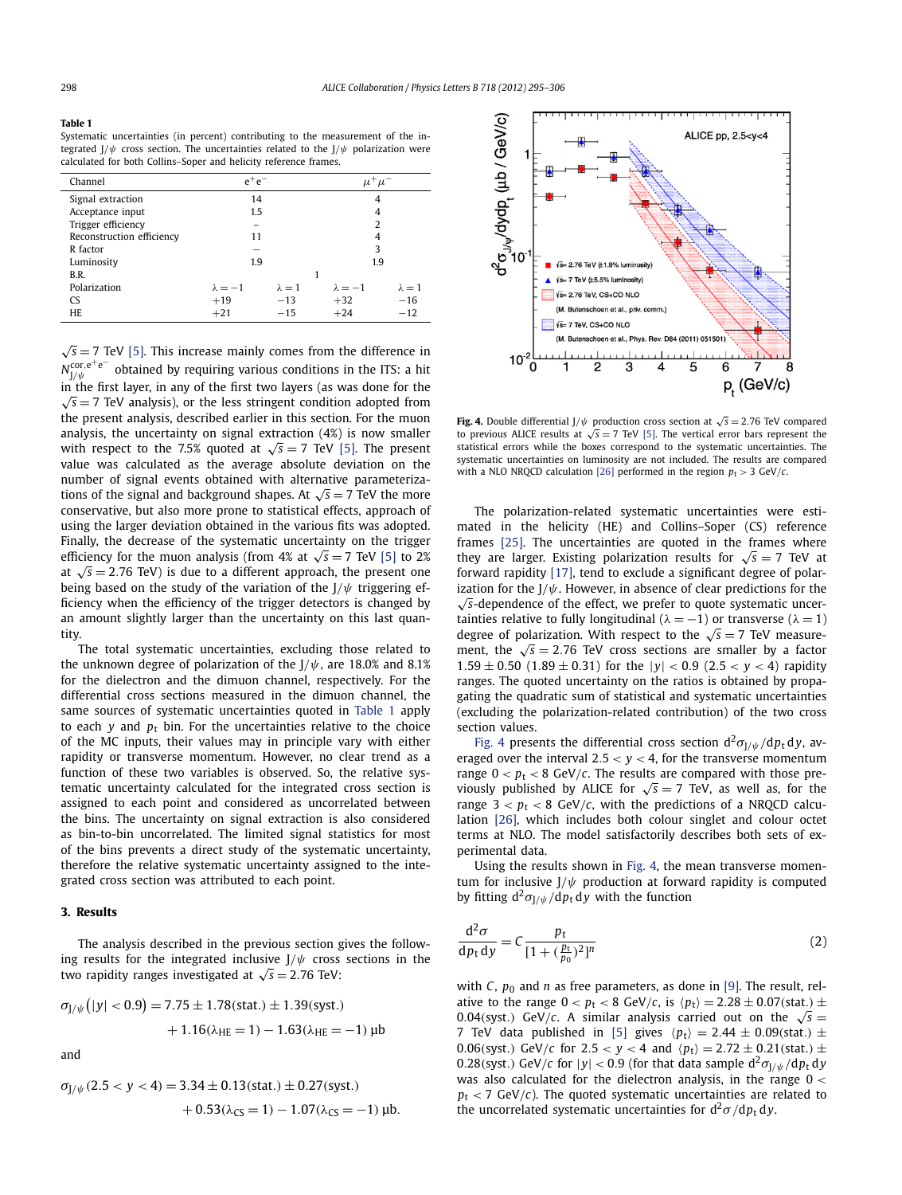**Table 1**

Systematic uncertainties (in percent) contributing to the measurement of the integrated J/ψ cross section. The uncertainties related to the J/ψ polarization were calculated for both Collins–Soper and helicity reference frames.

| Channel | $e^+e^-$ | | $\mu^+\mu^-$ | |
|---|---|---|---|---|
| Signal extraction | 14 | | 4 | |
| Acceptance input | 1.5 | | 4 | |
| Trigger efficiency | – | | 2 | |
| Reconstruction efficiency | 11 | | 4 | |
| R factor | – | | 3 | |
| Luminosity | 1.9 | | 1.9 | |
| B.R. | | 1 | | |
| Polarization | $\lambda = -1$ | $\lambda = 1$ | $\lambda = -1$ | $\lambda = 1$ |
| CS | +19 | −13 | +32 | −16 |
| HE | +21 | −15 | +24 | −12 |

$\sqrt{s} = 7$ TeV [5]. This increase mainly comes from the difference in $N^{\mathrm{cor},e^+e^-}_{J/\psi}$ obtained by requiring various conditions in the ITS: a hit in the first layer, in any of the first two layers (as was done for the $\sqrt{s} = 7$ TeV analysis), or the less stringent condition adopted from the present analysis, described earlier in this section. For the muon analysis, the uncertainty on signal extraction (4%) is now smaller with respect to the 7.5% quoted at $\sqrt{s} = 7$ TeV [5]. The present value was calculated as the average absolute deviation on the number of signal events obtained with alternative parameterizations of the signal and background shapes. At $\sqrt{s} = 7$ TeV the more conservative, but also more prone to statistical effects, approach of using the larger deviation obtained in the various fits was adopted. Finally, the decrease of the systematic uncertainty on the trigger efficiency for the muon analysis (from 4% at $\sqrt{s} = 7$ TeV [5] to 2% at $\sqrt{s} = 2.76$ TeV) is due to a different approach, the present one being based on the study of the variation of the J/ψ triggering efficiency when the efficiency of the trigger detectors is changed by an amount slightly larger than the uncertainty on this last quantity.

The total systematic uncertainties, excluding those related to the unknown degree of polarization of the J/ψ, are 18.0% and 8.1% for the dielectron and the dimuon channel, respectively. For the differential cross sections measured in the dimuon channel, the same sources of systematic uncertainties quoted in Table 1 apply to each $y$ and $p_t$ bin. For the uncertainties relative to the choice of the MC inputs, their values may in principle vary with either rapidity or transverse momentum. However, no clear trend as a function of these two variables is observed. So, the relative systematic uncertainty calculated for the integrated cross section is assigned to each point and considered as uncorrelated between the bins. The uncertainty on signal extraction is also considered as bin-to-bin uncorrelated. The limited signal statistics for most of the bins prevents a direct study of the systematic uncertainty, therefore the relative systematic uncertainty assigned to the integrated cross section was attributed to each point.

## 3. Results

The analysis described in the previous section gives the following results for the integrated inclusive J/ψ cross sections in the two rapidity ranges investigated at $\sqrt{s} = 2.76$ TeV:

$$\sigma_{J/\psi}(|y| < 0.9) = 7.75 \pm 1.78(\mathrm{stat.}) \pm 1.39(\mathrm{syst.}) + 1.16(\lambda_{\mathrm{HE}} = 1) - 1.63(\lambda_{\mathrm{HE}} = -1)\ \mu\mathrm{b}$$

and

$$\sigma_{J/\psi}(2.5 < y < 4) = 3.34 \pm 0.13(\mathrm{stat.}) \pm 0.27(\mathrm{syst.}) + 0.53(\lambda_{\mathrm{CS}} = 1) - 1.07(\lambda_{\mathrm{CS}} = -1)\ \mu\mathrm{b}.$$

**Fig. 4.** Double differential J/ψ production cross section at $\sqrt{s} = 2.76$ TeV compared to previous ALICE results at $\sqrt{s} = 7$ TeV [5]. The vertical error bars represent the statistical errors while the boxes correspond to the systematic uncertainties. The systematic uncertainties on luminosity are not included. The results are compared with a NLO NRQCD calculation [26] performed in the region $p_t > 3$ GeV/$c$.

The polarization-related systematic uncertainties were estimated in the helicity (HE) and Collins–Soper (CS) reference frames [25]. The uncertainties are quoted in the frames where they are larger. Existing polarization results for $\sqrt{s} = 7$ TeV at forward rapidity [17], tend to exclude a significant degree of polarization for the J/ψ. However, in absence of clear predictions for the $\sqrt{s}$-dependence of the effect, we prefer to quote systematic uncertainties relative to fully longitudinal ($\lambda = -1$) or transverse ($\lambda = 1$) degree of polarization. With respect to the $\sqrt{s} = 7$ TeV measurement, the $\sqrt{s} = 2.76$ TeV cross sections are smaller by a factor $1.59 \pm 0.50$ ($1.89 \pm 0.31$) for the $|y| < 0.9$ ($2.5 < y < 4$) rapidity ranges. The quoted uncertainty on the ratios is obtained by propagating the quadratic sum of statistical and systematic uncertainties (excluding the polarization-related contribution) of the two cross section values.

Fig. 4 presents the differential cross section $\mathrm{d}^2\sigma_{J/\psi}/\mathrm{d}p_t\,\mathrm{d}y$, averaged over the interval $2.5 < y < 4$, for the transverse momentum range $0 < p_t < 8$ GeV/$c$. The results are compared with those previously published by ALICE for $\sqrt{s} = 7$ TeV, as well as, for the range $3 < p_t < 8$ GeV/$c$, with the predictions of a NRQCD calculation [26], which includes both colour singlet and colour octet terms at NLO. The model satisfactorily describes both sets of experimental data.

Using the results shown in Fig. 4, the mean transverse momentum for inclusive J/ψ production at forward rapidity is computed by fitting $\mathrm{d}^2\sigma_{J/\psi}/\mathrm{d}p_t\,\mathrm{d}y$ with the function

$$\frac{\mathrm{d}^2\sigma}{\mathrm{d}p_t\,\mathrm{d}y} = C\frac{p_t}{[1 + (\frac{p_t}{p_0})^2]^n} \tag{2}$$

with $C$, $p_0$ and $n$ as free parameters, as done in [9]. The result, relative to the range $0 < p_t < 8$ GeV/$c$, is $\langle p_t \rangle = 2.28 \pm 0.07(\mathrm{stat.}) \pm 0.04(\mathrm{syst.})$ GeV/$c$. A similar analysis carried out on the $\sqrt{s} = 7$ TeV data published in [5] gives $\langle p_t \rangle = 2.44 \pm 0.09(\mathrm{stat.}) \pm 0.06(\mathrm{syst.})$ GeV/$c$ for $2.5 < y < 4$ and $\langle p_t \rangle = 2.72 \pm 0.21(\mathrm{stat.}) \pm 0.28(\mathrm{syst.})$ GeV/$c$ for $|y| < 0.9$ (for that data sample $\mathrm{d}^2\sigma_{J/\psi}/\mathrm{d}p_t\,\mathrm{d}y$ was also calculated for the dielectron analysis, in the range $0 < p_t < 7$ GeV/$c$). The quoted systematic uncertainties are related to the uncorrelated systematic uncertainties for $\mathrm{d}^2\sigma/\mathrm{d}p_t\,\mathrm{d}y$.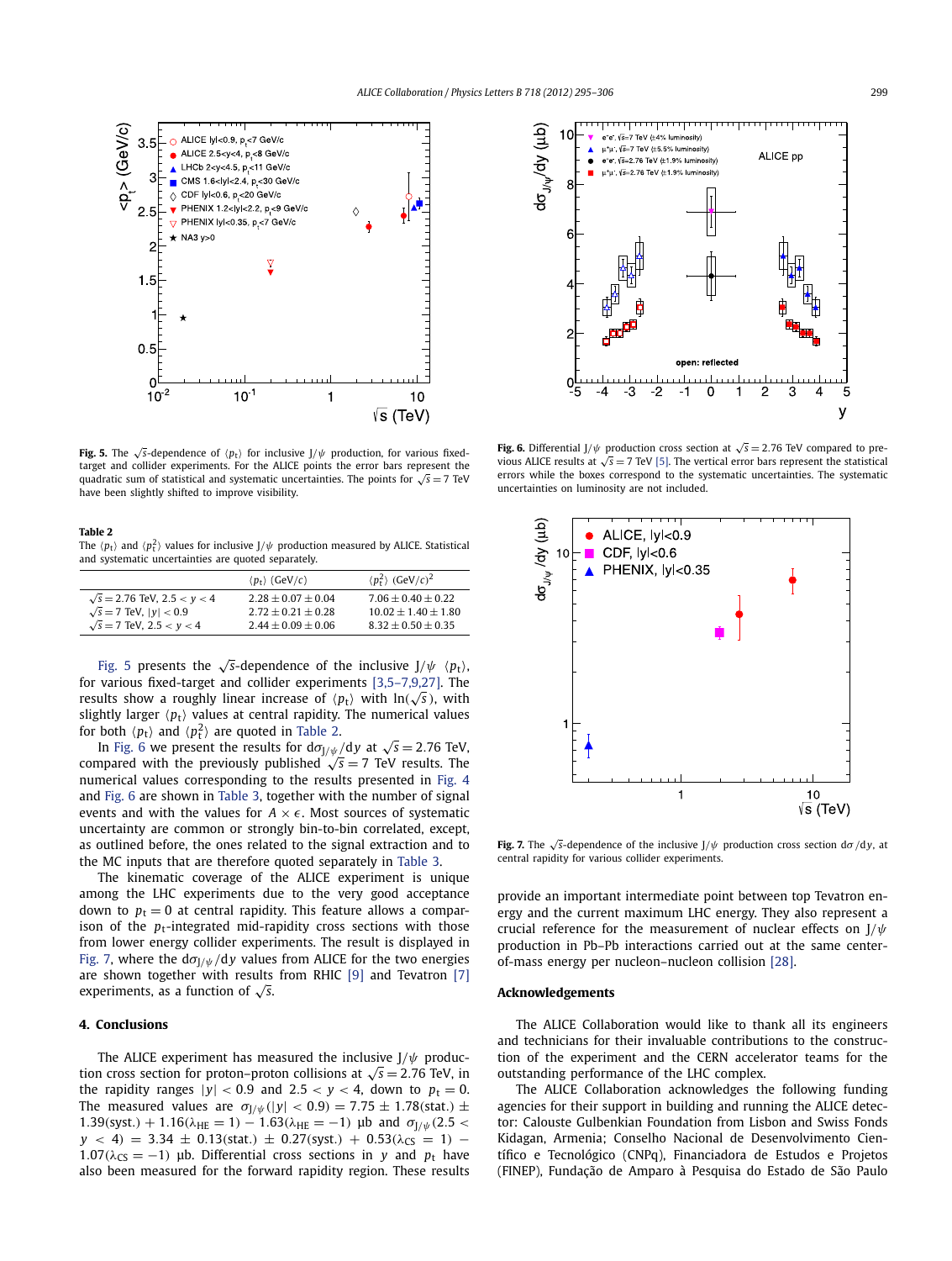**Fig. 5.** The $\sqrt{s}$-dependence of $\langle p_t \rangle$ for inclusive $J/\psi$ production, for various fixed-target and collider experiments. For the ALICE points the error bars represent the quadratic sum of statistical and systematic uncertainties. The points for $\sqrt{s} = 7$ TeV have been slightly shifted to improve visibility.

**Fig. 6.** Differential $J/\psi$ production cross section at $\sqrt{s} = 2.76$ TeV compared to previous ALICE results at $\sqrt{s} = 7$ TeV [5]. The vertical error bars represent the statistical errors while the boxes correspond to the systematic uncertainties. The systematic uncertainties on luminosity are not included.

**Table 2**
The $\langle p_t \rangle$ and $\langle p_t^2 \rangle$ values for inclusive $J/\psi$ production measured by ALICE. Statistical and systematic uncertainties are quoted separately.

| | $\langle p_t \rangle$ (GeV/$c$) | $\langle p_t^2 \rangle$ (GeV/$c$)$^2$ |
|---|---|---|
| $\sqrt{s} = 2.76$ TeV, $2.5 < y < 4$ | $2.28 \pm 0.07 \pm 0.04$ | $7.06 \pm 0.40 \pm 0.22$ |
| $\sqrt{s} = 7$ TeV, $\lvert y \rvert < 0.9$ | $2.72 \pm 0.21 \pm 0.28$ | $10.02 \pm 1.40 \pm 1.80$ |
| $\sqrt{s} = 7$ TeV, $2.5 < y < 4$ | $2.44 \pm 0.09 \pm 0.06$ | $8.32 \pm 0.50 \pm 0.35$ |

Fig. 5 presents the $\sqrt{s}$-dependence of the inclusive $J/\psi$ $\langle p_t \rangle$, for various fixed-target and collider experiments [3,5–7,9,27]. The results show a roughly linear increase of $\langle p_t \rangle$ with $\ln(\sqrt{s})$, with slightly larger $\langle p_t \rangle$ values at central rapidity. The numerical values for both $\langle p_t \rangle$ and $\langle p_t^2 \rangle$ are quoted in Table 2.

In Fig. 6 we present the results for $d\sigma_{J/\psi}/dy$ at $\sqrt{s} = 2.76$ TeV, compared with the previously published $\sqrt{s} = 7$ TeV results. The numerical values corresponding to the results presented in Fig. 4 and Fig. 6 are shown in Table 3, together with the number of signal events and with the values for $A \times \epsilon$. Most sources of systematic uncertainty are common or strongly bin-to-bin correlated, except, as outlined before, the ones related to the signal extraction and to the MC inputs that are therefore quoted separately in Table 3.

The kinematic coverage of the ALICE experiment is unique among the LHC experiments due to the very good acceptance down to $p_t = 0$ at central rapidity. This feature allows a comparison of the $p_t$-integrated mid-rapidity cross sections with those from lower energy collider experiments. The result is displayed in Fig. 7, where the $d\sigma_{J/\psi}/dy$ values from ALICE for the two energies are shown together with results from RHIC [9] and Tevatron [7] experiments, as a function of $\sqrt{s}$.

**Fig. 7.** The $\sqrt{s}$-dependence of the inclusive $J/\psi$ production cross section $d\sigma/dy$, at central rapidity for various collider experiments.

## 4. Conclusions

The ALICE experiment has measured the inclusive $J/\psi$ production cross section for proton–proton collisions at $\sqrt{s} = 2.76$ TeV, in the rapidity ranges $|y| < 0.9$ and $2.5 < y < 4$, down to $p_t = 0$. The measured values are $\sigma_{J/\psi}(|y| < 0.9) = 7.75 \pm 1.78(\text{stat.}) \pm 1.39(\text{syst.}) + 1.16(\lambda_{HE} = 1) - 1.63(\lambda_{HE} = -1)$ μb and $\sigma_{J/\psi}(2.5 < y < 4) = 3.34 \pm 0.13(\text{stat.}) \pm 0.27(\text{syst.}) + 0.53(\lambda_{CS} = 1) - 1.07(\lambda_{CS} = -1)$ μb. Differential cross sections in $y$ and $p_t$ have also been measured for the forward rapidity region. These results provide an important intermediate point between top Tevatron energy and the current maximum LHC energy. They also represent a crucial reference for the measurement of nuclear effects on $J/\psi$ production in Pb–Pb interactions carried out at the same center-of-mass energy per nucleon–nucleon collision [28].

## Acknowledgements

The ALICE Collaboration would like to thank all its engineers and technicians for their invaluable contributions to the construction of the experiment and the CERN accelerator teams for the outstanding performance of the LHC complex.

The ALICE Collaboration acknowledges the following funding agencies for their support in building and running the ALICE detector: Calouste Gulbenkian Foundation from Lisbon and Swiss Fonds Kidagan, Armenia; Conselho Nacional de Desenvolvimento Científico e Tecnológico (CNPq), Financiadora de Estudos e Projetos (FINEP), Fundação de Amparo à Pesquisa do Estado de São Paulo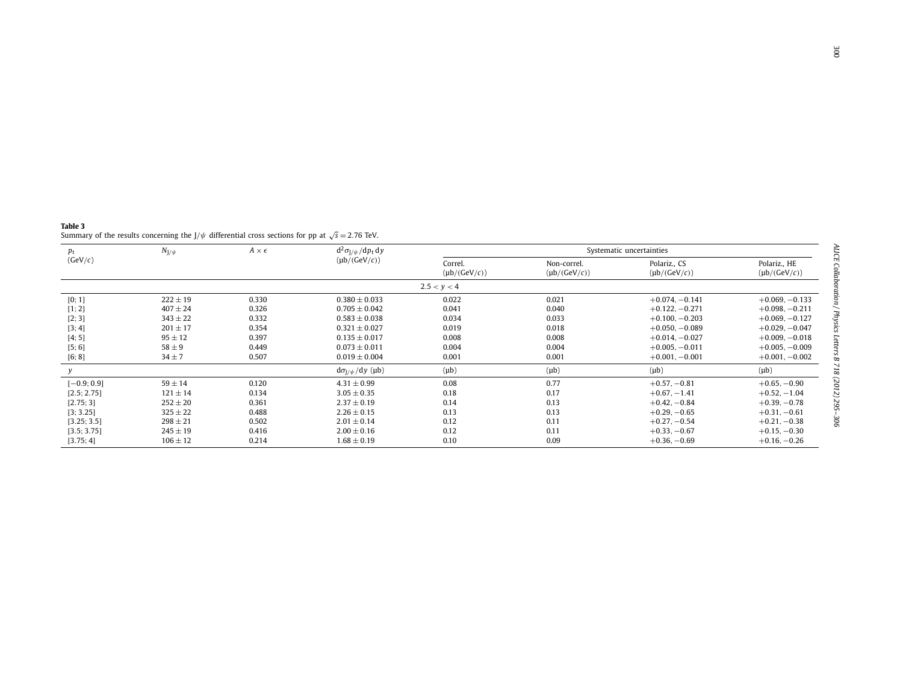**Table 3**
Summary of the results concerning the J/$\psi$ differential cross sections for pp at $\sqrt{s} = 2.76$ TeV.

| $p_t$ (GeV/$c$) | $N_{J/\psi}$ | $A \times \epsilon$ | $d^2\sigma_{J/\psi}/dp_t\,dy$ (μb/(GeV/$c$)) | Systematic uncertainties | | | |
|---|---|---|---|---|---|---|---|
| | | | | Correl. (μb/(GeV/$c$)) | Non-correl. (μb/(GeV/$c$)) | Polariz., CS (μb/(GeV/$c$)) | Polariz., HE (μb/(GeV/$c$)) |
| | | | $2.5 < y < 4$ | | | | |
| [0; 1] | $222 \pm 19$ | 0.330 | $0.380 \pm 0.033$ | 0.022 | 0.021 | $+0.074, -0.141$ | $+0.069, -0.133$ |
| [1; 2] | $407 \pm 24$ | 0.326 | $0.705 \pm 0.042$ | 0.041 | 0.040 | $+0.122, -0.271$ | $+0.098, -0.211$ |
| [2; 3] | $343 \pm 22$ | 0.332 | $0.583 \pm 0.038$ | 0.034 | 0.033 | $+0.100, -0.203$ | $+0.069, -0.127$ |
| [3; 4] | $201 \pm 17$ | 0.354 | $0.321 \pm 0.027$ | 0.019 | 0.018 | $+0.050, -0.089$ | $+0.029, -0.047$ |
| [4; 5] | $95 \pm 12$ | 0.397 | $0.135 \pm 0.017$ | 0.008 | 0.008 | $+0.014, -0.027$ | $+0.009, -0.018$ |
| [5; 6] | $58 \pm 9$ | 0.449 | $0.073 \pm 0.011$ | 0.004 | 0.004 | $+0.005, -0.011$ | $+0.005, -0.009$ |
| [6; 8] | $34 \pm 7$ | 0.507 | $0.019 \pm 0.004$ | 0.001 | 0.001 | $+0.001, -0.001$ | $+0.001, -0.002$ |
| $y$ | | | $d\sigma_{J/\psi}/dy$ (μb) | (μb) | (μb) | (μb) | (μb) |
| [−0.9; 0.9] | $59 \pm 14$ | 0.120 | $4.31 \pm 0.99$ | 0.08 | 0.77 | $+0.57, -0.81$ | $+0.65, -0.90$ |
| [2.5; 2.75] | $121 \pm 14$ | 0.134 | $3.05 \pm 0.35$ | 0.18 | 0.17 | $+0.67, -1.41$ | $+0.52, -1.04$ |
| [2.75; 3] | $252 \pm 20$ | 0.361 | $2.37 \pm 0.19$ | 0.14 | 0.13 | $+0.42, -0.84$ | $+0.39, -0.78$ |
| [3; 3.25] | $325 \pm 22$ | 0.488 | $2.26 \pm 0.15$ | 0.13 | 0.13 | $+0.29, -0.65$ | $+0.31, -0.61$ |
| [3.25; 3.5] | $298 \pm 21$ | 0.502 | $2.01 \pm 0.14$ | 0.12 | 0.11 | $+0.27, -0.54$ | $+0.21, -0.38$ |
| [3.5; 3.75] | $245 \pm 19$ | 0.416 | $2.00 \pm 0.16$ | 0.12 | 0.11 | $+0.33, -0.67$ | $+0.15, -0.30$ |
| [3.75; 4] | $106 \pm 12$ | 0.214 | $1.68 \pm 0.19$ | 0.10 | 0.09 | $+0.36, -0.69$ | $+0.16, -0.26$ |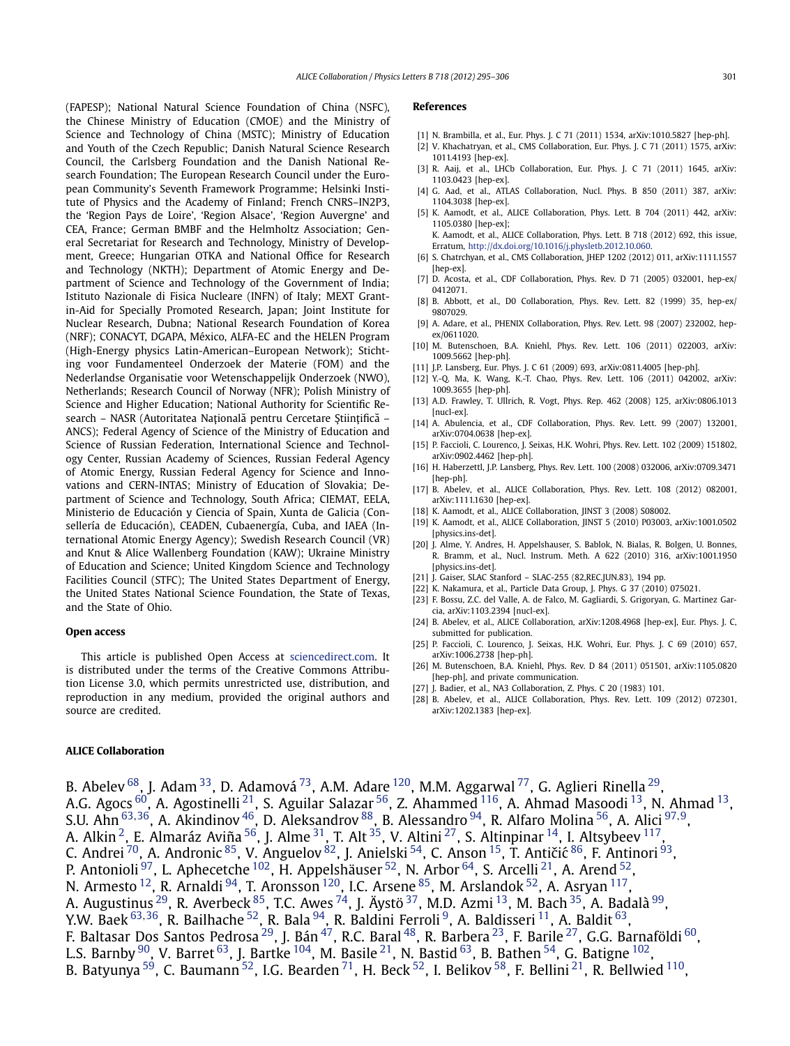(FAPESP); National Natural Science Foundation of China (NSFC), the Chinese Ministry of Education (CMOE) and the Ministry of Science and Technology of China (MSTC); Ministry of Education and Youth of the Czech Republic; Danish Natural Science Research Council, the Carlsberg Foundation and the Danish National Research Foundation; The European Research Council under the European Community's Seventh Framework Programme; Helsinki Institute of Physics and the Academy of Finland; French CNRS–IN2P3, the 'Region Pays de Loire', 'Region Alsace', 'Region Auvergne' and CEA, France; German BMBF and the Helmholtz Association; General Secretariat for Research and Technology, Ministry of Development, Greece; Hungarian OTKA and National Office for Research and Technology (NKTH); Department of Atomic Energy and Department of Science and Technology of the Government of India; Istituto Nazionale di Fisica Nucleare (INFN) of Italy; MEXT Grant-in-Aid for Specially Promoted Research, Japan; Joint Institute for Nuclear Research, Dubna; National Research Foundation of Korea (NRF); CONACYT, DGAPA, México, ALFA-EC and the HELEN Program (High-Energy physics Latin-American–European Network); Stichting voor Fundamenteel Onderzoek der Materie (FOM) and the Nederlandse Organisatie voor Wetenschappelijk Onderzoek (NWO), Netherlands; Research Council of Norway (NFR); Polish Ministry of Science and Higher Education; National Authority for Scientific Research – NASR (Autoritatea Naţională pentru Cercetare Ştiinţifică – ANCS); Federal Agency of Science of the Ministry of Education and Science of Russian Federation, International Science and Technology Center, Russian Academy of Sciences, Russian Federal Agency of Atomic Energy, Russian Federal Agency for Science and Innovations and CERN-INTAS; Ministry of Education of Slovakia; Department of Science and Technology, South Africa; CIEMAT, EELA, Ministerio de Educación y Ciencia of Spain, Xunta de Galicia (Consellería de Educación), CEADEN, Cubaenergía, Cuba, and IAEA (International Atomic Energy Agency); Swedish Research Council (VR) and Knut & Alice Wallenberg Foundation (KAW); Ukraine Ministry of Education and Science; United Kingdom Science and Technology Facilities Council (STFC); The United States Department of Energy, the United States National Science Foundation, the State of Texas, and the State of Ohio.

### Open access

This article is published Open Access at sciencedirect.com. It is distributed under the terms of the Creative Commons Attribution License 3.0, which permits unrestricted use, distribution, and reproduction in any medium, provided the original authors and source are credited.

## References

[1] N. Brambilla, et al., Eur. Phys. J. C 71 (2011) 1534, arXiv:1010.5827 [hep-ph].
[2] V. Khachatryan, et al., CMS Collaboration, Eur. Phys. J. C 71 (2011) 1575, arXiv: 1011.4193 [hep-ex].
[3] R. Aaij, et al., LHCb Collaboration, Eur. Phys. J. C 71 (2011) 1645, arXiv: 1103.0423 [hep-ex].
[4] G. Aad, et al., ATLAS Collaboration, Nucl. Phys. B 850 (2011) 387, arXiv: 1104.3038 [hep-ex].
[5] K. Aamodt, et al., ALICE Collaboration, Phys. Lett. B 704 (2011) 442, arXiv: 1105.0380 [hep-ex];
K. Aamodt, et al., ALICE Collaboration, Phys. Lett. B 718 (2012) 692, this issue, Erratum, http://dx.doi.org/10.1016/j.physletb.2012.10.060.
[6] S. Chatrchyan, et al., CMS Collaboration, JHEP 1202 (2012) 011, arXiv:1111.1557 [hep-ex].
[7] D. Acosta, et al., CDF Collaboration, Phys. Rev. D 71 (2005) 032001, hep-ex/0412071.
[8] B. Abbott, et al., D0 Collaboration, Phys. Rev. Lett. 82 (1999) 35, hep-ex/9807029.
[9] A. Adare, et al., PHENIX Collaboration, Phys. Rev. Lett. 98 (2007) 232002, hep-ex/0611020.
[10] M. Butenschoen, B.A. Kniehl, Phys. Rev. Lett. 106 (2011) 022003, arXiv: 1009.5662 [hep-ph].
[11] J.P. Lansberg, Eur. Phys. J. C 61 (2009) 693, arXiv:0811.4005 [hep-ph].
[12] Y.-Q. Ma, K. Wang, K.-T. Chao, Phys. Rev. Lett. 106 (2011) 042002, arXiv: 1009.3655 [hep-ph].
[13] A.D. Frawley, T. Ullrich, R. Vogt, Phys. Rep. 462 (2008) 125, arXiv:0806.1013 [nucl-ex].
[14] A. Abulencia, et al., CDF Collaboration, Phys. Rev. Lett. 99 (2007) 132001, arXiv:0704.0638 [hep-ex].
[15] P. Faccioli, C. Lourenco, J. Seixas, H.K. Wohri, Phys. Rev. Lett. 102 (2009) 151802, arXiv:0902.4462 [hep-ph].
[16] H. Haberzettl, J.P. Lansberg, Phys. Rev. Lett. 100 (2008) 032006, arXiv:0709.3471 [hep-ph].
[17] B. Abelev, et al., ALICE Collaboration, Phys. Rev. Lett. 108 (2012) 082001, arXiv:1111.1630 [hep-ex].
[18] K. Aamodt, et al., ALICE Collaboration, JINST 3 (2008) S08002.
[19] K. Aamodt, et al., ALICE Collaboration, JINST 5 (2010) P03003, arXiv:1001.0502 [physics.ins-det].
[20] J. Alme, Y. Andres, H. Appelshauser, S. Bablok, N. Bialas, R. Bolgen, U. Bonnes, R. Bramm, et al., Nucl. Instrum. Meth. A 622 (2010) 316, arXiv:1001.1950 [physics.ins-det].
[21] J. Gaiser, SLAC Stanford – SLAC-255 (82,REC.JUN.83), 194 pp.
[22] K. Nakamura, et al., Particle Data Group, J. Phys. G 37 (2010) 075021.
[23] F. Bossu, Z.C. del Valle, A. de Falco, M. Gagliardi, S. Grigoryan, G. Martinez Garcia, arXiv:1103.2394 [nucl-ex].
[24] B. Abelev, et al., ALICE Collaboration, arXiv:1208.4968 [hep-ex], Eur. Phys. J. C, submitted for publication.
[25] P. Faccioli, C. Lourenco, J. Seixas, H.K. Wohri, Eur. Phys. J. C 69 (2010) 657, arXiv:1006.2738 [hep-ph].
[26] M. Butenschoen, B.A. Kniehl, Phys. Rev. D 84 (2011) 051501, arXiv:1105.0820 [hep-ph], and private communication.
[27] J. Badier, et al., NA3 Collaboration, Z. Phys. C 20 (1983) 101.
[28] B. Abelev, et al., ALICE Collaboration, Phys. Rev. Lett. 109 (2012) 072301, arXiv:1202.1383 [hep-ex].

### ALICE Collaboration

B. Abelev [68], J. Adam [33], D. Adamová [73], A.M. Adare [120], M.M. Aggarwal [77], G. Aglieri Rinella [29], A.G. Agocs [60], A. Agostinelli [21], S. Aguilar Salazar [56], Z. Ahammed [116], A. Ahmad Masoodi [13], N. Ahmad [13], S.U. Ahn [63,36], A. Akindinov [46], D. Aleksandrov [88], B. Alessandro [94], R. Alfaro Molina [56], A. Alici [97,9], A. Alkin [2], E. Almaráz Aviña [56], J. Alme [31], T. Alt [35], V. Altini [27], S. Altinpinar [14], I. Altsybeev [117], C. Andrei [70], A. Andronic [85], V. Anguelov [82], J. Anielski [54], C. Anson [15], T. Antičić [86], F. Antinori [93], P. Antonioli [97], L. Aphecetche [102], H. Appelshäuser [52], N. Arbor [64], S. Arcelli [21], A. Arend [52], N. Armesto [12], R. Arnaldi [94], T. Aronsson [120], I.C. Arsene [85], M. Arslandok [52], A. Asryan [117], A. Augustinus [29], R. Averbeck [85], T.C. Awes [74], J. Äystö [37], M.D. Azmi [13], M. Bach [35], A. Badalà [99], Y.W. Baek [63,36], R. Bailhache [52], R. Bala [94], R. Baldini Ferroli [9], A. Baldisseri [11], A. Baldit [63], F. Baltasar Dos Santos Pedrosa [29], J. Bán [47], R.C. Baral [48], R. Barbera [23], F. Barile [27], G.G. Barnaföldi [60], L.S. Barnby [90], V. Barret [63], J. Bartke [104], M. Basile [21], N. Bastid [63], B. Bathen [54], G. Batigne [102], B. Batyunya [59], C. Baumann [52], I.G. Bearden [71], H. Beck [52], I. Belikov [58], F. Bellini [21], R. Bellwied [110],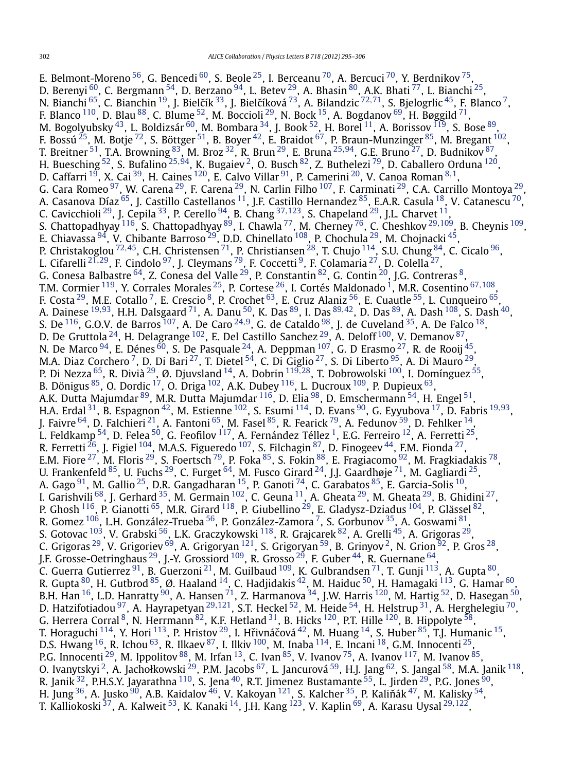E. Belmont-Moreno [56], G. Bencedi [60], S. Beole [25], I. Berceanu [70], A. Bercuci [70], Y. Berdnikov [75], D. Berenyi [60], C. Bergmann [54], D. Berzano [94], L. Betev [29], A. Bhasin [80], A.K. Bhati [77], L. Bianchi [25], N. Bianchi [65], C. Bianchin [19], J. Bielčík [33], J. Bielčíková [73], A. Bilandzic [72,71], S. Bjelogrlic [45], F. Blanco [7], F. Blanco [110], D. Blau [88], C. Blume [52], M. Boccioli [29], N. Bock [15], A. Bogdanov [69], H. Bøggild [71], M. Bogolyubsky [43], L. Boldizsár [60], M. Bombara [34], J. Book [52], H. Borel [11], A. Borissov [119], S. Bose [89], F. Bossú [25], M. Botje [72], S. Böttger [51], B. Boyer [42], E. Braidot [67], P. Braun-Munzinger [85], M. Bregant [102], T. Breitner [51], T.A. Browning [83], M. Broz [32], R. Brun [29], E. Bruna [25,94], G.E. Bruno [27], D. Budnikov [87], H. Buesching [52], S. Bufalino [25,94], K. Bugaiev [2], O. Busch [82], Z. Buthelezi [79], D. Caballero Orduna [120], D. Caffarri [19], X. Cai [39], H. Caines [120], E. Calvo Villar [91], P. Camerini [20], V. Canoa Roman [8,1], G. Cara Romeo [97], W. Carena [29], F. Carena [29], N. Carlin Filho [107], F. Carminati [29], C.A. Carrillo Montoya [29], A. Casanova Díaz [65], J. Castillo Castellanos [11], J.F. Castillo Hernandez [85], E.A.R. Casula [18], V. Catanescu [70], C. Cavicchioli [29], J. Cepila [33], P. Cerello [94], B. Chang [37,123], S. Chapeland [29], J.L. Charvet [11], S. Chattopadhyay [116], S. Chattopadhyay [89], I. Chawla [77], M. Cherney [76], C. Cheshkov [29,109], B. Cheynis [109], E. Chiavassa [94], V. Chibante Barroso [29], D.D. Chinellato [108], P. Chochula [29], M. Chojnacki [45], P. Christakoglou [72,45], C.H. Christensen [71], P. Christiansen [28], T. Chujo [114], S.U. Chung [84], C. Cicalo [96], L. Cifarelli [21,29], F. Cindolo [97], J. Cleymans [79], F. Coccetti [9], F. Colamaria [27], D. Colella [27], G. Conesa Balbastre [64], Z. Conesa del Valle [29], P. Constantin [82], G. Contin [20], J.G. Contreras [8], T.M. Cormier [119], Y. Corrales Morales [25], P. Cortese [26], I. Cortés Maldonado [1], M.R. Cosentino [67,108], F. Costa [29], M.E. Cotallo [7], E. Crescio [8], P. Crochet [63], E. Cruz Alaniz [56], E. Cuautle [55], L. Cunqueiro [65], A. Dainese [19,93], H.H. Dalsgaard [71], A. Danu [50], K. Das [89], I. Das [89,42], D. Das [89], A. Dash [108], S. Dash [40], S. De [116], G.O.V. de Barros [107], A. De Caro [24,9], G. de Cataldo [98], J. de Cuveland [35], A. De Falco [18], D. De Gruttola [24], H. Delagrange [102], E. Del Castillo Sanchez [29], A. Deloff [100], V. Demanov [87], N. De Marco [94], E. Dénes [60], S. De Pasquale [24], A. Deppman [107], G. D Erasmo [27], R. de Rooij [45], M.A. Diaz Corchero [7], D. Di Bari [27], T. Dietel [54], C. Di Giglio [27], S. Di Liberto [95], A. Di Mauro [29], P. Di Nezza [65], R. Divià [29], Ø. Djuvsland [14], A. Dobrin [119,28], T. Dobrowolski [100], I. Domínguez [55], B. Dönigus [85], O. Dordic [17], O. Driga [102], A.K. Dubey [116], L. Ducroux [109], P. Dupieux [63], A.K. Dutta Majumdar [89], M.R. Dutta Majumdar [116], D. Elia [98], D. Emschermann [54], H. Engel [51], H.A. Erdal [31], B. Espagnon [42], M. Estienne [102], S. Esumi [114], D. Evans [90], G. Eyyubova [17], D. Fabris [19,93], J. Faivre [64], D. Falchieri [21], A. Fantoni [65], M. Fasel [85], R. Fearick [79], A. Fedunov [59], D. Fehlker [14], L. Feldkamp [54], D. Felea [50], G. Feofilov [117], A. Fernández Téllez [1], E.G. Ferreiro [12], A. Ferretti [25], R. Ferretti [26], J. Figiel [104], M.A.S. Figueredo [107], S. Filchagin [87], D. Finogeev [44], F.M. Fionda [27], E.M. Fiore [27], M. Floris [29], S. Foertsch [79], P. Foka [85], S. Fokin [88], E. Fragiacomo [92], M. Fragkiadakis [78], U. Frankenfeld [85], U. Fuchs [29], C. Furget [64], M. Fusco Girard [24], J.J. Gaardhøje [71], M. Gagliardi [25], A. Gago [91], M. Gallio [25], D.R. Gangadharan [15], P. Ganoti [74], C. Garabatos [85], E. Garcia-Solis [10], I. Garishvili [68], J. Gerhard [35], M. Germain [102], C. Geuna [11], A. Gheata [29], M. Gheata [29], B. Ghidini [27], P. Ghosh [116], P. Gianotti [65], M.R. Girard [118], P. Giubellino [29], E. Gladysz-Dziadus [104], P. Glässel [82], R. Gomez [106], L.H. González-Trueba [56], P. González-Zamora [7], S. Gorbunov [35], A. Goswami [81], S. Gotovac [103], V. Grabski [56], L.K. Graczykowski [118], R. Grajcarek [82], A. Grelli [45], A. Grigoras [29], C. Grigoras [29], V. Grigoriev [69], A. Grigoryan [121], S. Grigoryan [59], B. Grinyov [2], N. Grion [92], P. Gros [28], J.F. Grosse-Oetringhaus [29], J.-Y. Grossiord [109], R. Grosso [29], F. Guber [44], R. Guernane [64], C. Guerra Gutierrez [91], B. Guerzoni [21], M. Guilbaud [109], K. Gulbrandsen [71], T. Gunji [113], A. Gupta [80], R. Gupta [80], H. Gutbrod [85], Ø. Haaland [14], C. Hadjidakis [42], M. Haiduc [50], H. Hamagaki [113], G. Hamar [60], B.H. Han [16], L.D. Hanratty [90], A. Hansen [71], Z. Harmanova [34], J.W. Harris [120], M. Hartig [52], D. Hasegan [50], D. Hatzifotiadou [97], A. Hayrapetyan [29,121], S.T. Heckel [52], M. Heide [54], H. Helstrup [31], A. Herghelegiu [70], G. Herrera Corral [8], N. Herrmann [82], K.F. Hetland [31], B. Hicks [120], P.T. Hille [120], B. Hippolyte [58], T. Horaguchi [114], Y. Hori [113], P. Hristov [29], I. Hřivnáčová [42], M. Huang [14], S. Huber [85], T.J. Humanic [15], D.S. Hwang [16], R. Ichou [63], R. Ilkaev [87], I. Ilkiv [100], M. Inaba [114], E. Incani [18], G.M. Innocenti [25], P.G. Innocenti [29], M. Ippolitov [88], M. Irfan [13], C. Ivan [85], V. Ivanov [75], A. Ivanov [117], M. Ivanov [85], O. Ivanytskyi [2], A. Jachołkowski [29], P.M. Jacobs [67], L. Jancurová [59], H.J. Jang [62], S. Jangal [58], M.A. Janik [118], R. Janik [32], P.H.S.Y. Jayarathna [110], S. Jena [40], R.T. Jimenez Bustamante [55], L. Jirden [29], P.G. Jones [90], H. Jung [36], A. Jusko [90], A.B. Kaidalov [46], V. Kakoyan [121], S. Kalcher [35], P. Kaliňák [47], M. Kalisky [54], T. Kalliokoski [37], A. Kalweit [53], K. Kanaki [14], J.H. Kang [123], V. Kaplin [69], A. Karasu Uysal [29,122],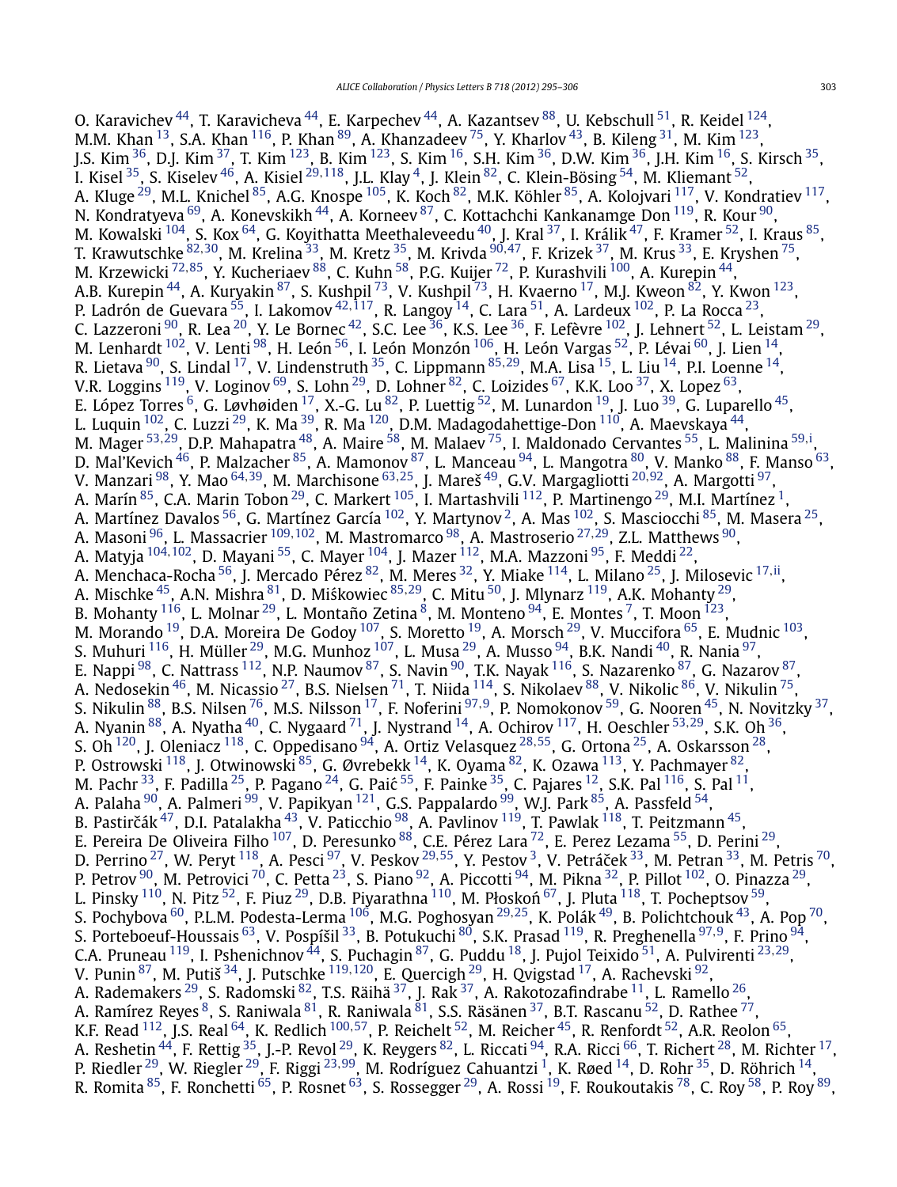O. Karavichev [44], T. Karavicheva [44], E. Karpechev [44], A. Kazantsev [88], U. Kebschull [51], R. Keidel [124], M.M. Khan [13], S.A. Khan [116], P. Khan [89], A. Khanzadeev [75], Y. Kharlov [43], B. Kileng [31], M. Kim [123], J.S. Kim [36], D.J. Kim [37], T. Kim [123], B. Kim [123], S. Kim [16], S.H. Kim [36], D.W. Kim [36], J.H. Kim [16], S. Kirsch [35], I. Kisel [35], S. Kiselev [46], A. Kisiel [29,118], J.L. Klay [4], J. Klein [82], C. Klein-Bösing [54], M. Kliemant [52], A. Kluge [29], M.L. Knichel [85], A.G. Knospe [105], K. Koch [82], M.K. Köhler [85], A. Kolojvari [117], V. Kondratiev [117], N. Kondratyeva [69], A. Konevskikh [44], A. Korneev [87], C. Kottachchi Kankanamge Don [119], R. Kour [90], M. Kowalski [104], S. Kox [64], G. Koyithatta Meethaleveedu [40], J. Kral [37], I. Králik [47], F. Kramer [52], I. Kraus [85], T. Krawutschke [82,30], M. Krelina [33], M. Kretz [35], M. Krivda [90,47], F. Krizek [37], M. Krus [33], E. Kryshen [75], M. Krzewicki [72,85], Y. Kucheriaev [88], C. Kuhn [58], P.G. Kuijer [72], P. Kurashvili [100], A. Kurepin [44], A.B. Kurepin [44], A. Kuryakin [87], S. Kushpil [73], V. Kushpil [73], H. Kvaerno [17], M.J. Kweon [82], Y. Kwon [123], P. Ladrón de Guevara [55], I. Lakomov [42,117], R. Langoy [14], C. Lara [51], A. Lardeux [102], P. La Rocca [23], C. Lazzeroni [90], R. Lea [20], Y. Le Bornec [42], S.C. Lee [36], K.S. Lee [36], F. Lefèvre [102], J. Lehnert [52], L. Leistam [29], M. Lenhardt [102], V. Lenti [98], H. León [56], I. León Monzón [106], H. León Vargas [52], P. Lévai [60], J. Lien [14], R. Lietava [90], S. Lindal [17], V. Lindenstruth [35], C. Lippmann [85,29], M.A. Lisa [15], L. Liu [14], P.I. Loenne [14], V.R. Loggins [119], V. Loginov [69], S. Lohn [29], D. Lohner [82], C. Loizides [67], K.K. Loo [37], X. Lopez [63], E. López Torres [6], G. Løvhøiden [17], X.-G. Lu [82], P. Luettig [52], M. Lunardon [19], J. Luo [39], G. Luparello [45], L. Luquin [102], C. Luzzi [29], K. Ma [39], R. Ma [120], D.M. Madagodahettige-Don [110], A. Maevskaya [44], M. Mager [53,29], D.P. Mahapatra [48], A. Maire [58], M. Malaev [75], I. Maldonado Cervantes [55], L. Malinina [59,i], D. Mal'Kevich [46], P. Malzacher [85], A. Mamonov [87], L. Manceau [94], L. Mangotra [80], V. Manko [88], F. Manso [63], V. Manzari [98], Y. Mao [64,39], M. Marchisone [63,25], J. Mareš [49], G.V. Margagliotti [20,92], A. Margotti [97], A. Marín [85], C.A. Marin Tobon [29], C. Markert [105], I. Martashvili [112], P. Martinengo [29], M.I. Martínez [1], A. Martínez Davalos [56], G. Martínez García [102], Y. Martynov [2], A. Mas [102], S. Masciocchi [85], M. Masera [25], A. Masoni [96], L. Massacrier [109,102], M. Mastromarco [98], A. Mastroserio [27,29], Z.L. Matthews [90], A. Matyja [104,102], D. Mayani [55], C. Mayer [104], J. Mazer [112], M.A. Mazzoni [95], F. Meddi [22], A. Menchaca-Rocha [56], J. Mercado Pérez [82], M. Meres [32], Y. Miake [114], L. Milano [25], J. Milosevic [17,ii], A. Mischke [45], A.N. Mishra [81], D. Miśkowiec [85,29], C. Mitu [50], J. Mlynarz [119], A.K. Mohanty [29], B. Mohanty [116], L. Molnar [29], L. Montaño Zetina [8], M. Monteno [94], E. Montes [7], T. Moon [123], M. Morando [19], D.A. Moreira De Godoy [107], S. Moretto [19], A. Morsch [29], V. Muccifora [65], E. Mudnic [103], S. Muhuri [116], H. Müller [29], M.G. Munhoz [107], L. Musa [29], A. Musso [94], B.K. Nandi [40], R. Nania [97], E. Nappi [98], C. Nattrass [112], N.P. Naumov [87], S. Navin [90], T.K. Nayak [116], S. Nazarenko [87], G. Nazarov [87], A. Nedosekin [46], M. Nicassio [27], B.S. Nielsen [71], T. Niida [114], S. Nikolaev [88], V. Nikolic [86], V. Nikulin [75], S. Nikulin [88], B.S. Nilsen [76], M.S. Nilsson [17], F. Noferini [97,9], P. Nomokonov [59], G. Nooren [45], N. Novitzky [37], A. Nyanin [88], A. Nyatha [40], C. Nygaard [71], J. Nystrand [14], A. Ochirov [117], H. Oeschler [53,29], S.K. Oh [36], S. Oh [120], J. Oleniacz [118], C. Oppedisano [94], A. Ortiz Velasquez [28,55], G. Ortona [25], A. Oskarsson [28], P. Ostrowski [118], J. Otwinowski [85], G. Øvrebekk [14], K. Oyama [82], K. Ozawa [113], Y. Pachmayer [82], M. Pachr [33], F. Padilla [25], P. Pagano [24], G. Paić [55], F. Painke [35], C. Pajares [12], S.K. Pal [116], S. Pal [11], A. Palaha [90], A. Palmeri [99], V. Papikyan [121], G.S. Pappalardo [99], W.J. Park [85], A. Passfeld [54], B. Pastirčák [47], D.I. Patalakha [43], V. Paticchio [98], A. Pavlinov [119], T. Pawlak [118], T. Peitzmann [45], E. Pereira De Oliveira Filho [107], D. Peresunko [88], C.E. Pérez Lara [72], E. Perez Lezama [55], D. Perini [29], D. Perrino [27], W. Peryt [118], A. Pesci [97], V. Peskov [29,55], Y. Pestov [3], V. Petráček [33], M. Petran [33], M. Petris [70], P. Petrov [90], M. Petrovici [70], C. Petta [23], S. Piano [92], A. Piccotti [94], M. Pikna [32], P. Pillot [102], O. Pinazza [29], L. Pinsky [110], N. Pitz [52], F. Piuz [29], D.B. Piyarathna [110], M. Płoskoń [67], J. Pluta [118], T. Pocheptsov [59], S. Pochybova [60], P.L.M. Podesta-Lerma [106], M.G. Poghosyan [29,25], K. Polák [49], B. Polichtchouk [43], A. Pop [70], S. Porteboeuf-Houssais [63], V. Pospíšil [33], B. Potukuchi [80], S.K. Prasad [119], R. Preghenella [97,9], F. Prino [94], C.A. Pruneau [119], I. Pshenichnov [44], S. Puchagin [87], G. Puddu [18], J. Pujol Teixido [51], A. Pulvirenti [23,29], V. Punin [87], M. Putiš [34], J. Putschke [119,120], E. Quercigh [29], H. Qvigstad [17], A. Rachevski [92], A. Rademakers [29], S. Radomski [82], T.S. Räihä [37], J. Rak [37], A. Rakotozafindrabe [11], L. Ramello [26], A. Ramírez Reyes [8], S. Raniwala [81], R. Raniwala [81], S.S. Räsänen [37], B.T. Rascanu [52], D. Rathee [77], K.F. Read [112], J.S. Real [64], K. Redlich [100,57], P. Reichelt [52], M. Reicher [45], R. Renfordt [52], A.R. Reolon [65], A. Reshetin [44], F. Rettig [35], J.-P. Revol [29], K. Reygers [82], L. Riccati [94], R.A. Ricci [66], T. Richert [28], M. Richter [17], P. Riedler [29], W. Riegler [29], F. Riggi [23,99], M. Rodríguez Cahuantzi [1], K. Røed [14], D. Rohr [35], D. Röhrich [14], R. Romita [85], F. Ronchetti [65], P. Rosnet [63], S. Rossegger [29], A. Rossi [19], F. Roukoutakis [78], C. Roy [58], P. Roy [89],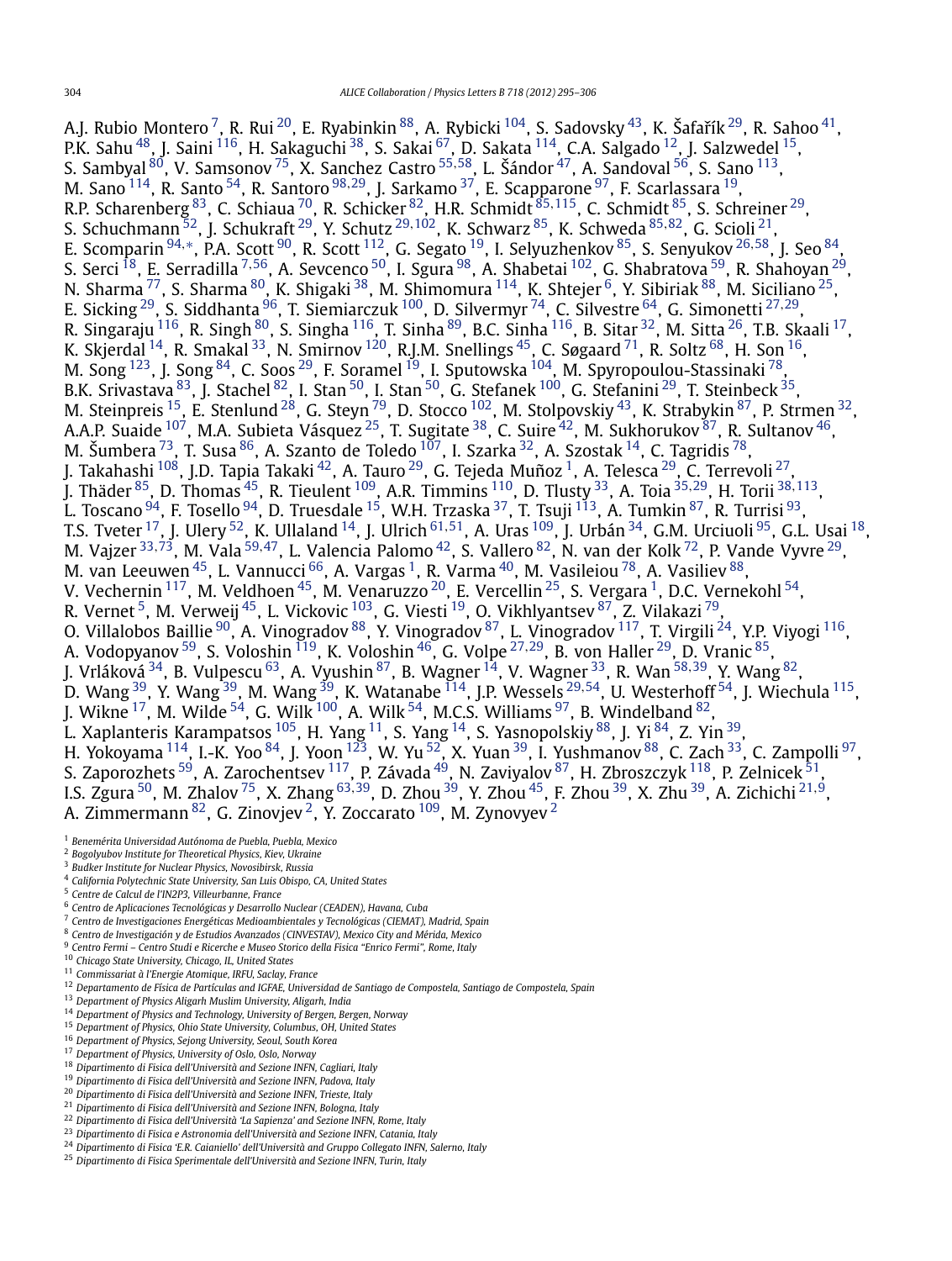A.J. Rubio Montero [7], R. Rui [20], E. Ryabinkin [88], A. Rybicki [104], S. Sadovsky [43], K. Šafařík [29], R. Sahoo [41], P.K. Sahu [48], J. Saini [116], H. Sakaguchi [38], S. Sakai [67], D. Sakata [114], C.A. Salgado [12], J. Salzwedel [15], S. Sambyal [80], V. Samsonov [75], X. Sanchez Castro [55,58], L. Šándor [47], A. Sandoval [56], S. Sano [113], M. Sano [114], R. Santo [54], R. Santoro [98,29], J. Sarkamo [37], E. Scapparone [97], F. Scarlassara [19], R.P. Scharenberg [83], C. Schiaua [70], R. Schicker [82], H.R. Schmidt [85,115], C. Schmidt [85], S. Schreiner [29], S. Schuchmann [52], J. Schukraft [29], Y. Schutz [29,102], K. Schwarz [85], K. Schweda [85,82], G. Scioli [21], E. Scomparin [94,∗], P.A. Scott [90], R. Scott [112], G. Segato [19], I. Selyuzhenkov [85], S. Senyukov [26,58], J. Seo [84], S. Serci [18], E. Serradilla [7,56], A. Sevcenco [50], I. Sgura [98], A. Shabetai [102], G. Shabratova [59], R. Shahoyan [29], N. Sharma [77], S. Sharma [80], K. Shigaki [38], M. Shimomura [114], K. Shtejer [6], Y. Sibiriak [88], M. Siciliano [25], E. Sicking [29], S. Siddhanta [96], T. Siemiarczuk [100], D. Silvermyr [74], C. Silvestre [64], G. Simonetti [27,29], R. Singaraju [116], R. Singh [80], S. Singha [116], T. Sinha [89], B.C. Sinha [116], B. Sitar [32], M. Sitta [26], T.B. Skaali [17], K. Skjerdal [14], R. Smakal [33], N. Smirnov [120], R.J.M. Snellings [45], C. Søgaard [71], R. Soltz [68], H. Son [16], M. Song [123], J. Song [84], C. Soos [29], F. Soramel [19], I. Sputowska [104], M. Spyropoulou-Stassinaki [78], B.K. Srivastava [83], J. Stachel [82], I. Stan [50], I. Stan [50], G. Stefanek [100], G. Stefanini [29], T. Steinbeck [35], M. Steinpreis [15], E. Stenlund [28], G. Steyn [79], D. Stocco [102], M. Stolpovskiy [43], K. Strabykin [87], P. Strmen [32], A.A.P. Suaide [107], M.A. Subieta Vásquez [25], T. Sugitate [38], C. Suire [42], M. Sukhorukov [87], R. Sultanov [46], M. Šumbera [73], T. Susa [86], A. Szanto de Toledo [107], I. Szarka [32], A. Szostak [14], C. Tagridis [78], J. Takahashi [108], J.D. Tapia Takaki [42], A. Tauro [29], G. Tejeda Muñoz [1], A. Telesca [29], C. Terrevoli [27], J. Thäder [85], D. Thomas [45], R. Tieulent [109], A.R. Timmins [110], D. Tlusty [33], A. Toia [35,29], H. Torii [38,113], L. Toscano [94], F. Tosello [94], D. Truesdale [15], W.H. Trzaska [37], T. Tsuji [113], A. Tumkin [87], R. Turrisi [93], T.S. Tveter [17], J. Ulery [52], K. Ullaland [14], J. Ulrich [61,51], A. Uras [109], J. Urbán [34], G.M. Urciuoli [95], G.L. Usai [18], M. Vajzer [33,73], M. Vala [59,47], L. Valencia Palomo [42], S. Vallero [82], N. van der Kolk [72], P. Vande Vyvre [29], M. van Leeuwen [45], L. Vannucci [66], A. Vargas [1], R. Varma [40], M. Vasileiou [78], A. Vasiliev [88], V. Vechernin [117], M. Veldhoen [45], M. Venaruzzo [20], E. Vercellin [25], S. Vergara [1], D.C. Vernekohl [54], R. Vernet [5], M. Verweij [45], L. Vickovic [103], G. Viesti [19], O. Vikhlyantsev [87], Z. Vilakazi [79], O. Villalobos Baillie [90], A. Vinogradov [88], Y. Vinogradov [87], L. Vinogradov [117], T. Virgili [24], Y.P. Viyogi [116], A. Vodopyanov [59], S. Voloshin [119], K. Voloshin [46], G. Volpe [27,29], B. von Haller [29], D. Vranic [85], J. Vrláková [34], B. Vulpescu [63], A. Vyushin [87], B. Wagner [14], V. Wagner [33], R. Wan [58,39], Y. Wang [82], D. Wang [39], Y. Wang [39], M. Wang [39], K. Watanabe [114], J.P. Wessels [29,54], U. Westerhoff [54], J. Wiechula [115], J. Wikne [17], M. Wilde [54], G. Wilk [100], A. Wilk [54], M.C.S. Williams [97], B. Windelband [82], L. Xaplanteris Karampatsos [105], H. Yang [11], S. Yang [14], S. Yasnopolskiy [88], J. Yi [84], Z. Yin [39], H. Yokoyama [114], I.-K. Yoo [84], J. Yoon [123], W. Yu [52], X. Yuan [39], I. Yushmanov [88], C. Zach [33], C. Zampolli [97], S. Zaporozhets [59], A. Zarochentsev [117], P. Závada [49], N. Zaviyalov [87], H. Zbroszczyk [118], P. Zelnicek [51], I.S. Zgura [50], M. Zhalov [75], X. Zhang [63,39], D. Zhou [39], Y. Zhou [45], F. Zhou [39], X. Zhu [39], A. Zichichi [21,9], A. Zimmermann [82], G. Zinovjev [2], Y. Zoccarato [109], M. Zynovyev [2]

[1] *Benemérita Universidad Autónoma de Puebla, Puebla, Mexico*
[2] *Bogolyubov Institute for Theoretical Physics, Kiev, Ukraine*
[3] *Budker Institute for Nuclear Physics, Novosibirsk, Russia*
[4] *California Polytechnic State University, San Luis Obispo, CA, United States*
[5] *Centre de Calcul de l'IN2P3, Villeurbanne, France*
[6] *Centro de Aplicaciones Tecnológicas y Desarrollo Nuclear (CEADEN), Havana, Cuba*
[7] *Centro de Investigaciones Energéticas Medioambientales y Tecnológicas (CIEMAT), Madrid, Spain*
[8] *Centro de Investigación y de Estudios Avanzados (CINVESTAV), Mexico City and Mérida, Mexico*
[9] *Centro Fermi – Centro Studi e Ricerche e Museo Storico della Fisica "Enrico Fermi", Rome, Italy*
[10] *Chicago State University, Chicago, IL, United States*
[11] *Commissariat à l'Energie Atomique, IRFU, Saclay, France*
[12] *Departamento de Física de Partículas and IGFAE, Universidad de Santiago de Compostela, Santiago de Compostela, Spain*
[13] *Department of Physics Aligarh Muslim University, Aligarh, India*
[14] *Department of Physics and Technology, University of Bergen, Bergen, Norway*
[15] *Department of Physics, Ohio State University, Columbus, OH, United States*
[16] *Department of Physics, Sejong University, Seoul, South Korea*
[17] *Department of Physics, University of Oslo, Oslo, Norway*
[18] *Dipartimento di Fisica dell'Università and Sezione INFN, Cagliari, Italy*
[19] *Dipartimento di Fisica dell'Università and Sezione INFN, Padova, Italy*
[20] *Dipartimento di Fisica dell'Università and Sezione INFN, Trieste, Italy*
[21] *Dipartimento di Fisica dell'Università and Sezione INFN, Bologna, Italy*
[22] *Dipartimento di Fisica dell'Università 'La Sapienza' and Sezione INFN, Rome, Italy*
[23] *Dipartimento di Fisica e Astronomia dell'Università and Sezione INFN, Catania, Italy*
[24] *Dipartimento di Fisica 'E.R. Caianiello' dell'Università and Gruppo Collegato INFN, Salerno, Italy*
[25] *Dipartimento di Fisica Sperimentale dell'Università and Sezione INFN, Turin, Italy*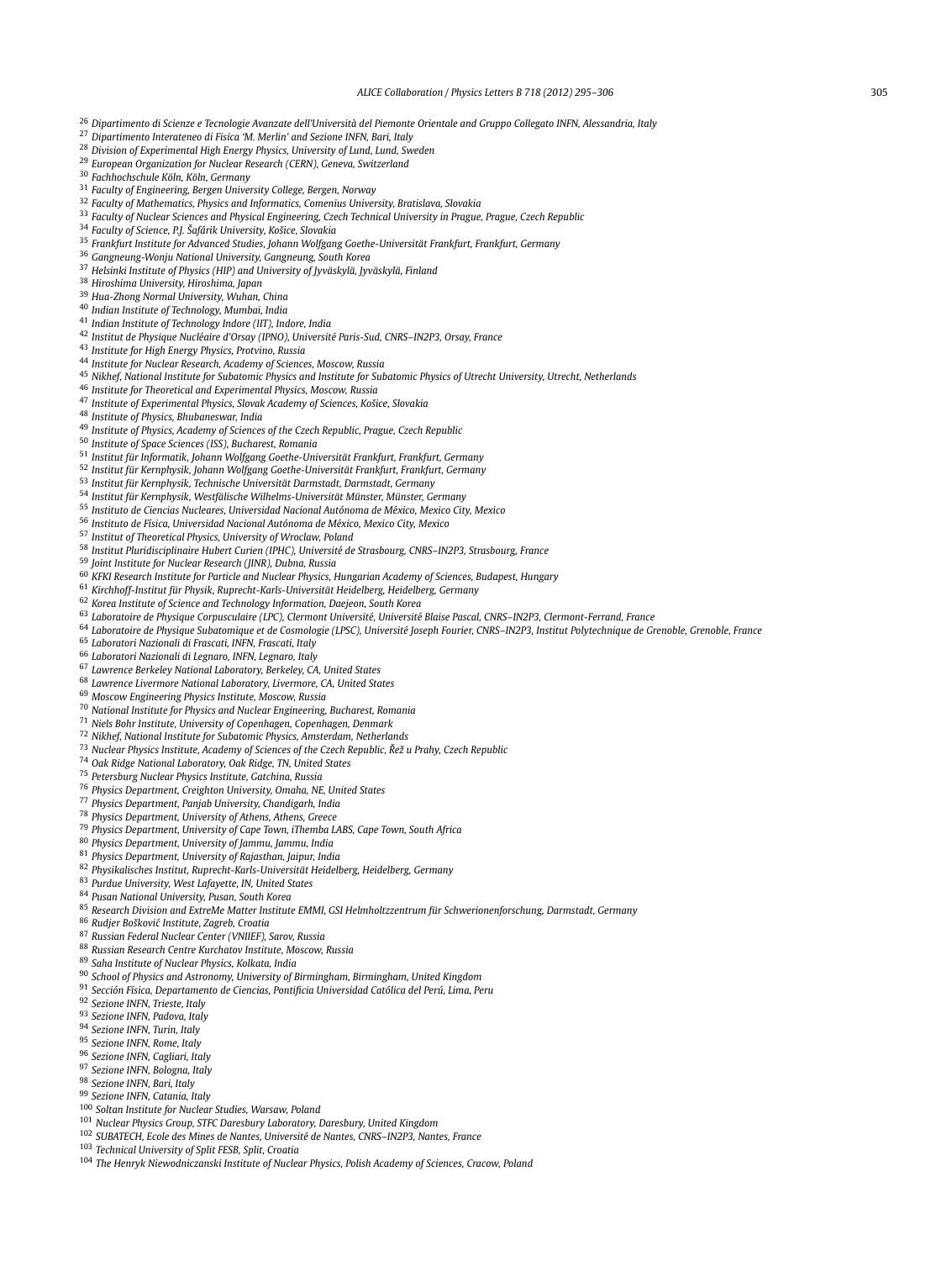[26] *Dipartimento di Scienze e Tecnologie Avanzate dell'Università del Piemonte Orientale and Gruppo Collegato INFN, Alessandria, Italy*
[27] *Dipartimento Interateneo di Fisica 'M. Merlin' and Sezione INFN, Bari, Italy*
[28] *Division of Experimental High Energy Physics, University of Lund, Lund, Sweden*
[29] *European Organization for Nuclear Research (CERN), Geneva, Switzerland*
[30] *Fachhochschule Köln, Köln, Germany*
[31] *Faculty of Engineering, Bergen University College, Bergen, Norway*
[32] *Faculty of Mathematics, Physics and Informatics, Comenius University, Bratislava, Slovakia*
[33] *Faculty of Nuclear Sciences and Physical Engineering, Czech Technical University in Prague, Prague, Czech Republic*
[34] *Faculty of Science, P.J. Šafárik University, Košice, Slovakia*
[35] *Frankfurt Institute for Advanced Studies, Johann Wolfgang Goethe-Universität Frankfurt, Frankfurt, Germany*
[36] *Gangneung-Wonju National University, Gangneung, South Korea*
[37] *Helsinki Institute of Physics (HIP) and University of Jyväskylä, Jyväskylä, Finland*
[38] *Hiroshima University, Hiroshima, Japan*
[39] *Hua-Zhong Normal University, Wuhan, China*
[40] *Indian Institute of Technology, Mumbai, India*
[41] *Indian Institute of Technology Indore (IIT), Indore, India*
[42] *Institut de Physique Nucléaire d'Orsay (IPNO), Université Paris-Sud, CNRS–IN2P3, Orsay, France*
[43] *Institute for High Energy Physics, Protvino, Russia*
[44] *Institute for Nuclear Research, Academy of Sciences, Moscow, Russia*
[45] *Nikhef, National Institute for Subatomic Physics and Institute for Subatomic Physics of Utrecht University, Utrecht, Netherlands*
[46] *Institute for Theoretical and Experimental Physics, Moscow, Russia*
[47] *Institute of Experimental Physics, Slovak Academy of Sciences, Košice, Slovakia*
[48] *Institute of Physics, Bhubaneswar, India*
[49] *Institute of Physics, Academy of Sciences of the Czech Republic, Prague, Czech Republic*
[50] *Institute of Space Sciences (ISS), Bucharest, Romania*
[51] *Institut für Informatik, Johann Wolfgang Goethe-Universität Frankfurt, Frankfurt, Germany*
[52] *Institut für Kernphysik, Johann Wolfgang Goethe-Universität Frankfurt, Frankfurt, Germany*
[53] *Institut für Kernphysik, Technische Universität Darmstadt, Darmstadt, Germany*
[54] *Institut für Kernphysik, Westfälische Wilhelms-Universität Münster, Münster, Germany*
[55] *Instituto de Ciencias Nucleares, Universidad Nacional Autónoma de México, Mexico City, Mexico*
[56] *Instituto de Física, Universidad Nacional Autónoma de México, Mexico City, Mexico*
[57] *Institut of Theoretical Physics, University of Wroclaw, Poland*
[58] *Institut Pluridisciplinaire Hubert Curien (IPHC), Université de Strasbourg, CNRS–IN2P3, Strasbourg, France*
[59] *Joint Institute for Nuclear Research (JINR), Dubna, Russia*
[60] *KFKI Research Institute for Particle and Nuclear Physics, Hungarian Academy of Sciences, Budapest, Hungary*
[61] *Kirchhoff-Institut für Physik, Ruprecht-Karls-Universität Heidelberg, Heidelberg, Germany*
[62] *Korea Institute of Science and Technology Information, Daejeon, South Korea*
[63] *Laboratoire de Physique Corpusculaire (LPC), Clermont Université, Université Blaise Pascal, CNRS–IN2P3, Clermont-Ferrand, France*
[64] *Laboratoire de Physique Subatomique et de Cosmologie (LPSC), Université Joseph Fourier, CNRS–IN2P3, Institut Polytechnique de Grenoble, Grenoble, France*
[65] *Laboratori Nazionali di Frascati, INFN, Frascati, Italy*
[66] *Laboratori Nazionali di Legnaro, INFN, Legnaro, Italy*
[67] *Lawrence Berkeley National Laboratory, Berkeley, CA, United States*
[68] *Lawrence Livermore National Laboratory, Livermore, CA, United States*
[69] *Moscow Engineering Physics Institute, Moscow, Russia*
[70] *National Institute for Physics and Nuclear Engineering, Bucharest, Romania*
[71] *Niels Bohr Institute, University of Copenhagen, Copenhagen, Denmark*
[72] *Nikhef, National Institute for Subatomic Physics, Amsterdam, Netherlands*
[73] *Nuclear Physics Institute, Academy of Sciences of the Czech Republic, Řež u Prahy, Czech Republic*
[74] *Oak Ridge National Laboratory, Oak Ridge, TN, United States*
[75] *Petersburg Nuclear Physics Institute, Gatchina, Russia*
[76] *Physics Department, Creighton University, Omaha, NE, United States*
[77] *Physics Department, Panjab University, Chandigarh, India*
[78] *Physics Department, University of Athens, Athens, Greece*
[79] *Physics Department, University of Cape Town, iThemba LABS, Cape Town, South Africa*
[80] *Physics Department, University of Jammu, Jammu, India*
[81] *Physics Department, University of Rajasthan, Jaipur, India*
[82] *Physikalisches Institut, Ruprecht-Karls-Universität Heidelberg, Heidelberg, Germany*
[83] *Purdue University, West Lafayette, IN, United States*
[84] *Pusan National University, Pusan, South Korea*
[85] *Research Division and ExtreMe Matter Institute EMMI, GSI Helmholtzzentrum für Schwerionenforschung, Darmstadt, Germany*
[86] *Rudjer Bošković Institute, Zagreb, Croatia*
[87] *Russian Federal Nuclear Center (VNIIEF), Sarov, Russia*
[88] *Russian Research Centre Kurchatov Institute, Moscow, Russia*
[89] *Saha Institute of Nuclear Physics, Kolkata, India*
[90] *School of Physics and Astronomy, University of Birmingham, Birmingham, United Kingdom*
[91] *Sección Física, Departamento de Ciencias, Pontificia Universidad Católica del Perú, Lima, Peru*
[92] *Sezione INFN, Trieste, Italy*
[93] *Sezione INFN, Padova, Italy*
[94] *Sezione INFN, Turin, Italy*
[95] *Sezione INFN, Rome, Italy*
[96] *Sezione INFN, Cagliari, Italy*
[97] *Sezione INFN, Bologna, Italy*
[98] *Sezione INFN, Bari, Italy*
[99] *Sezione INFN, Catania, Italy*
[100] *Soltan Institute for Nuclear Studies, Warsaw, Poland*
[101] *Nuclear Physics Group, STFC Daresbury Laboratory, Daresbury, United Kingdom*
[102] *SUBATECH, Ecole des Mines de Nantes, Université de Nantes, CNRS–IN2P3, Nantes, France*
[103] *Technical University of Split FESB, Split, Croatia*
[104] *The Henryk Niewodniczanski Institute of Nuclear Physics, Polish Academy of Sciences, Cracow, Poland*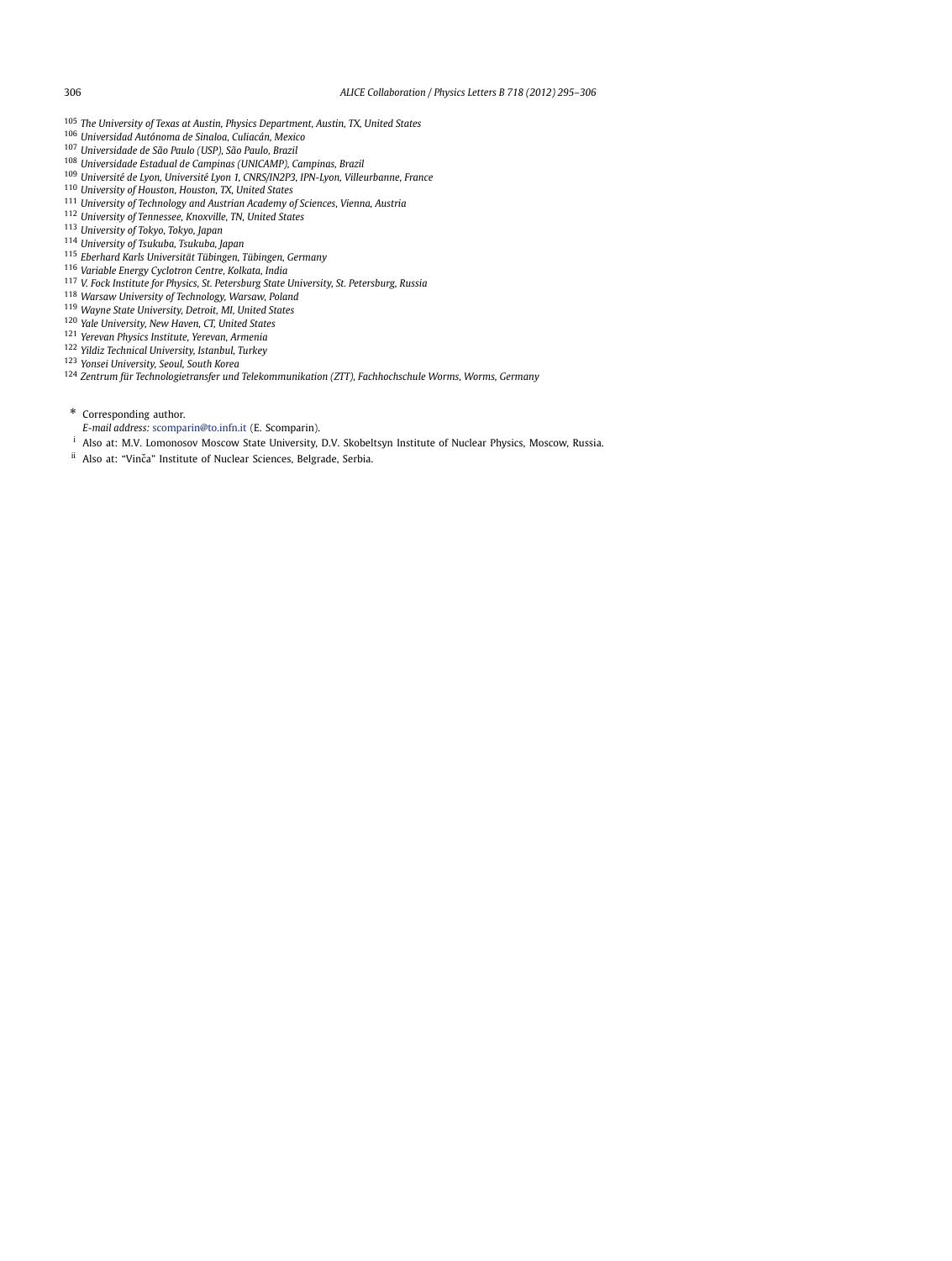[105] *The University of Texas at Austin, Physics Department, Austin, TX, United States*
[106] *Universidad Autónoma de Sinaloa, Culiacán, Mexico*
[107] *Universidade de São Paulo (USP), São Paulo, Brazil*
[108] *Universidade Estadual de Campinas (UNICAMP), Campinas, Brazil*
[109] *Université de Lyon, Université Lyon 1, CNRS/IN2P3, IPN-Lyon, Villeurbanne, France*
[110] *University of Houston, Houston, TX, United States*
[111] *University of Technology and Austrian Academy of Sciences, Vienna, Austria*
[112] *University of Tennessee, Knoxville, TN, United States*
[113] *University of Tokyo, Tokyo, Japan*
[114] *University of Tsukuba, Tsukuba, Japan*
[115] *Eberhard Karls Universität Tübingen, Tübingen, Germany*
[116] *Variable Energy Cyclotron Centre, Kolkata, India*
[117] *V. Fock Institute for Physics, St. Petersburg State University, St. Petersburg, Russia*
[118] *Warsaw University of Technology, Warsaw, Poland*
[119] *Wayne State University, Detroit, MI, United States*
[120] *Yale University, New Haven, CT, United States*
[121] *Yerevan Physics Institute, Yerevan, Armenia*
[122] *Yildiz Technical University, Istanbul, Turkey*
[123] *Yonsei University, Seoul, South Korea*
[124] *Zentrum für Technologietransfer und Telekommunikation (ZTT), Fachhochschule Worms, Worms, Germany*

\* Corresponding author.
*E-mail address:* scomparin@to.infn.it (E. Scomparin).

[i] Also at: M.V. Lomonosov Moscow State University, D.V. Skobeltsyn Institute of Nuclear Physics, Moscow, Russia.

[ii] Also at: "Vinča" Institute of Nuclear Sciences, Belgrade, Serbia.